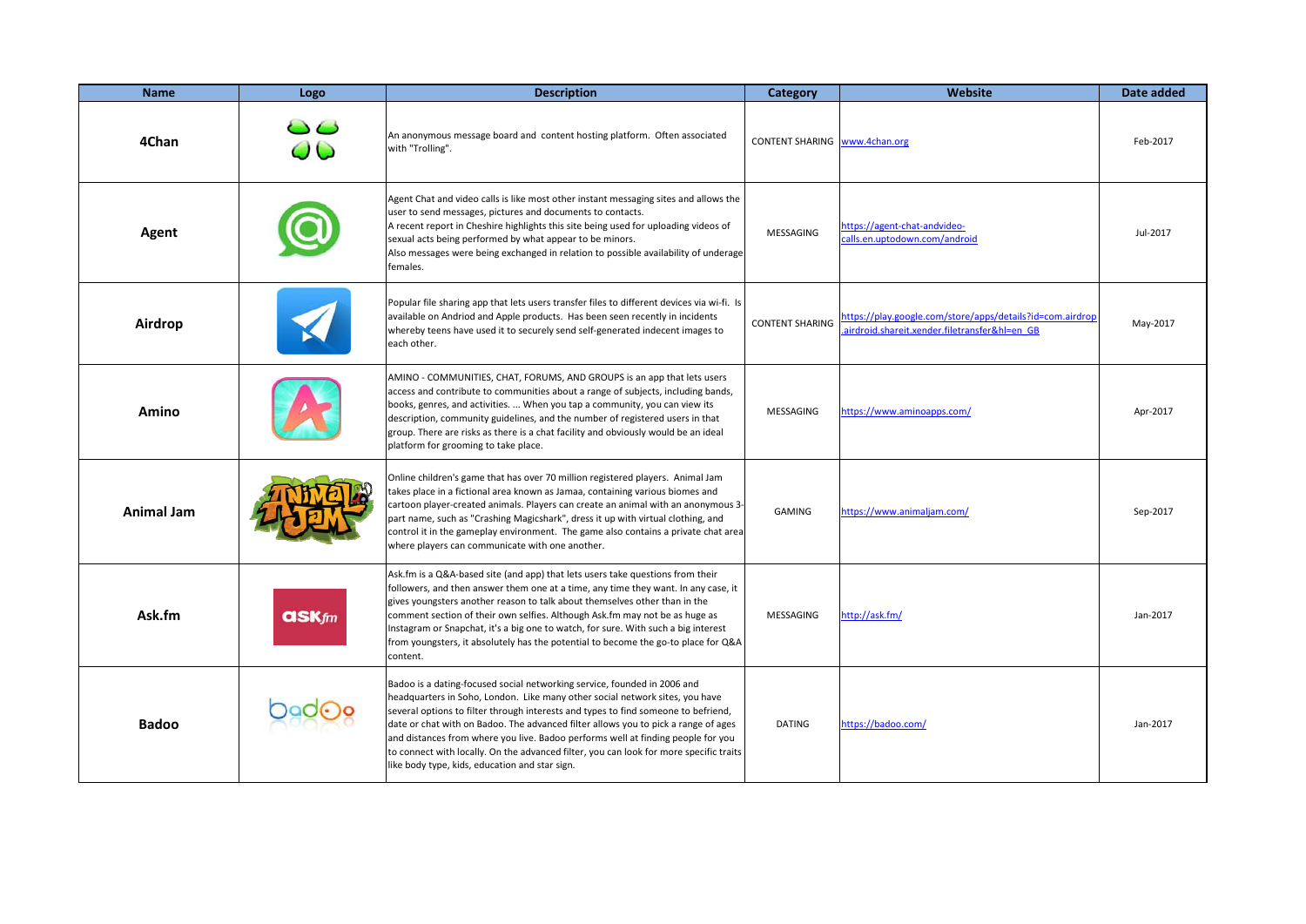| Name | Logo | Description | Category | Website | Date added |
| --- | --- | --- | --- | --- | --- |
| **4Chan** | | An anonymous message board and content hosting platform. Often associated with "Trolling". | CONTENT SHARING | www.4chan.org | Feb-2017 |
| **Agent** | | Agent Chat and video calls is like most other instant messaging sites and allows the user to send messages, pictures and documents to contacts. A recent report in Cheshire highlights this site being used for uploading videos of sexual acts being performed by what appear to be minors. Also messages were being exchanged in relation to possible availability of underage females. | MESSAGING | https://agent-chat-andvideo-calls.en.uptodown.com/android | Jul-2017 |
| **Airdrop** | | Popular file sharing app that lets users transfer files to different devices via wi-fi. Is available on Andriod and Apple products. Has been seen recently in incidents whereby teens have used it to securely send self-generated indecent images to each other. | CONTENT SHARING | https://play.google.com/store/apps/details?id=com.airdrop.airdroid.shareit.xender.filetransfer&hl=en_GB | May-2017 |
| **Amino** | | AMINO - COMMUNITIES, CHAT, FORUMS, AND GROUPS is an app that lets users access and contribute to communities about a range of subjects, including bands, books, genres, and activities. ... When you tap a community, you can view its description, community guidelines, and the number of registered users in that group. There are risks as there is a chat facility and obviously would be an ideal platform for grooming to take place. | MESSAGING | https://www.aminoapps.com/ | Apr-2017 |
| **Animal Jam** | | Online children's game that has over 70 million registered players. Animal Jam takes place in a fictional area known as Jamaa, containing various biomes and cartoon player-created animals. Players can create an animal with an anonymous 3-part name, such as "Crashing Magicshark", dress it up with virtual clothing, and control it in the gameplay environment. The game also contains a private chat area where players can communicate with one another. | GAMING | https://www.animaljam.com/ | Sep-2017 |
| **Ask.fm** | | Ask.fm is a Q&A-based site (and app) that lets users take questions from their followers, and then answer them one at a time, any time they want. In any case, it gives youngsters another reason to talk about themselves other than in the comment section of their own selfies. Although Ask.fm may not be as huge as Instagram or Snapchat, it's a big one to watch, for sure. With such a big interest from youngsters, it absolutely has the potential to become the go-to place for Q&A content. | MESSAGING | http://ask.fm/ | Jan-2017 |
| **Badoo** | | Badoo is a dating-focused social networking service, founded in 2006 and headquarters in Soho, London. Like many other social network sites, you have several options to filter through interests and types to find someone to befriend, date or chat with on Badoo. The advanced filter allows you to pick a range of ages and distances from where you live. Badoo performs well at finding people for you to connect with locally. On the advanced filter, you can look for more specific traits like body type, kids, education and star sign. | DATING | https://badoo.com/ | Jan-2017 |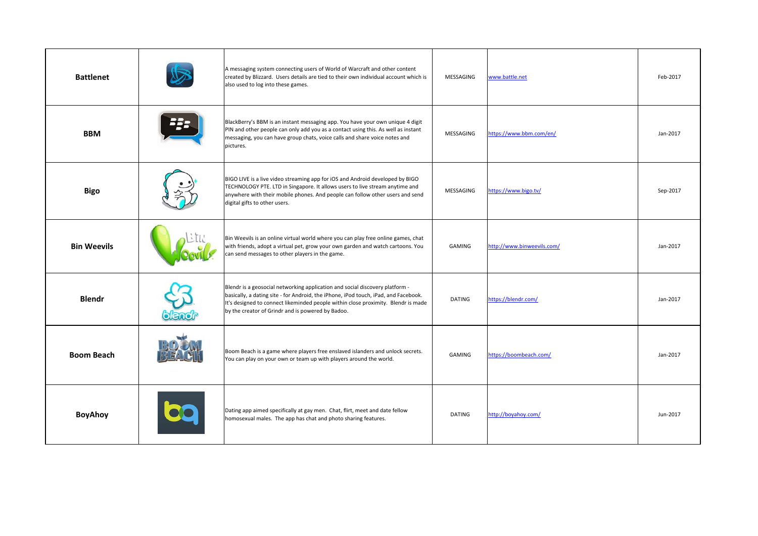| | | | | | |
|---|---|---|---|---|---|
| **Battlenet** | | A messaging system connecting users of World of Warcraft and other content created by Blizzard. Users details are tied to their own individual account which is also used to log into these games. | MESSAGING | www.battle.net | Feb-2017 |
| **BBM** | | BlackBerry's BBM is an instant messaging app. You have your own unique 4 digit PIN and other people can only add you as a contact using this. As well as instant messaging, you can have group chats, voice calls and share voice notes and pictures. | MESSAGING | https://www.bbm.com/en/ | Jan-2017 |
| **Bigo** | | BIGO LIVE is a live video streaming app for iOS and Android developed by BIGO TECHNOLOGY PTE. LTD in Singapore. It allows users to live stream anytime and anywhere with their mobile phones. And people can follow other users and send digital gifts to other users. | MESSAGING | https://www.bigo.tv/ | Sep-2017 |
| **Bin Weevils** | | Bin Weevils is an online virtual world where you can play free online games, chat with friends, adopt a virtual pet, grow your own garden and watch cartoons. You can send messages to other players in the game. | GAMING | http://www.binweevils.com/ | Jan-2017 |
| **Blendr** | | Blendr is a geosocial networking application and social discovery platform - basically, a dating site - for Android, the iPhone, iPod touch, iPad, and Facebook. It's designed to connect likeminded people within close proximity. Blendr is made by the creator of Grindr and is powered by Badoo. | DATING | https://blendr.com/ | Jan-2017 |
| **Boom Beach** | | Boom Beach is a game where players free enslaved islanders and unlock secrets. You can play on your own or team up with players around the world. | GAMING | https://boombeach.com/ | Jan-2017 |
| **BoyAhoy** | | Dating app aimed specifically at gay men. Chat, flirt, meet and date fellow homosexual males. The app has chat and photo sharing features. | DATING | http://boyahoy.com/ | Jun-2017 |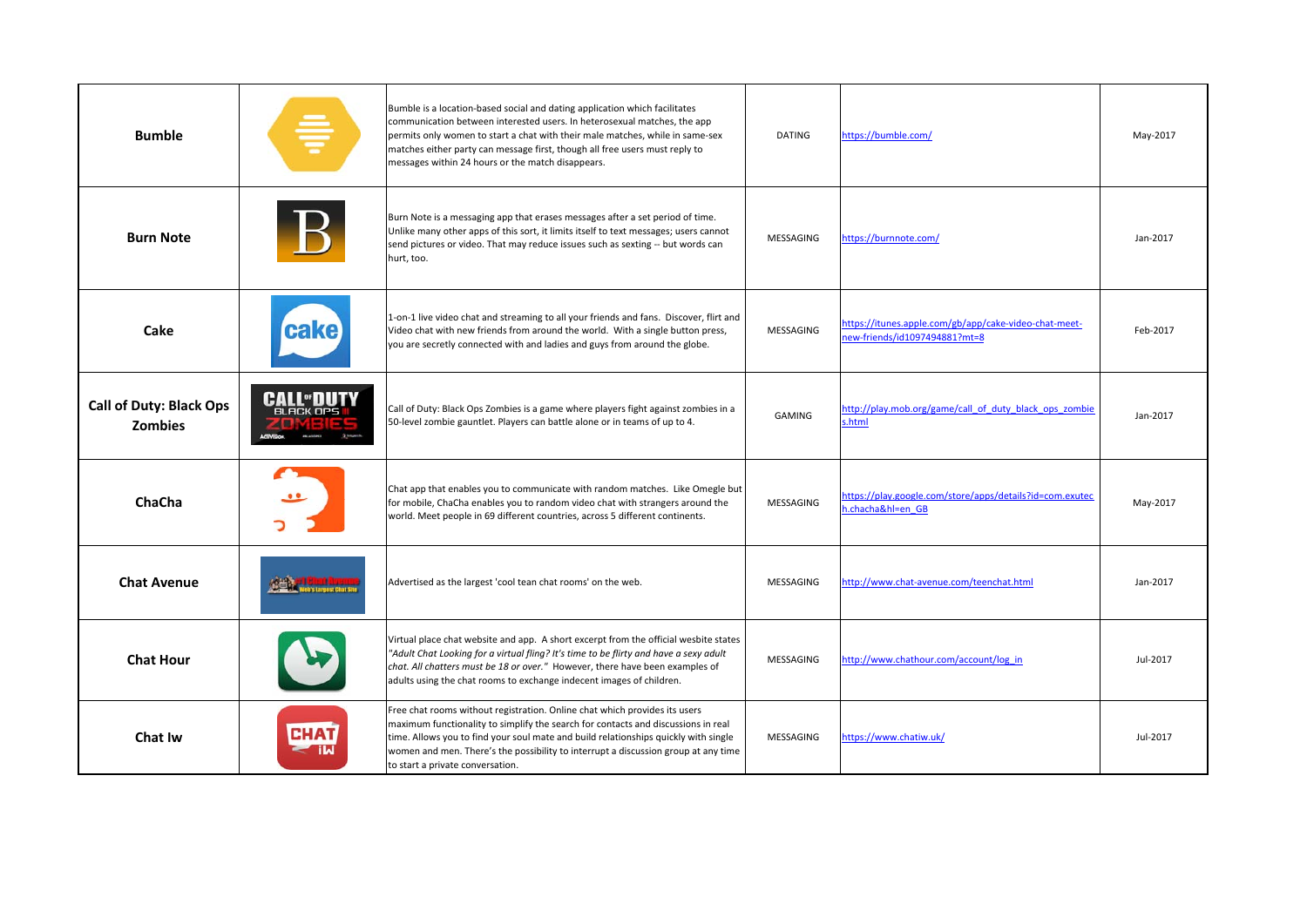| | | | | | |
|---|---|---|---|---|---|
| **Bumble** | | Bumble is a location-based social and dating application which facilitates communication between interested users. In heterosexual matches, the app permits only women to start a chat with their male matches, while in same-sex matches either party can message first, though all free users must reply to messages within 24 hours or the match disappears. | DATING | https://bumble.com/ | May-2017 |
| **Burn Note** | | Burn Note is a messaging app that erases messages after a set period of time. Unlike many other apps of this sort, it limits itself to text messages; users cannot send pictures or video. That may reduce issues such as sexting -- but words can hurt, too. | MESSAGING | https://burnnote.com/ | Jan-2017 |
| **Cake** | | 1-on-1 live video chat and streaming to all your friends and fans. Discover, flirt and Video chat with new friends from around the world. With a single button press, you are secretly connected with and ladies and guys from around the globe. | MESSAGING | https://itunes.apple.com/gb/app/cake-video-chat-meet-new-friends/id1097494881?mt=8 | Feb-2017 |
| **Call of Duty: Black Ops Zombies** | | Call of Duty: Black Ops Zombies is a game where players fight against zombies in a 50-level zombie gauntlet. Players can battle alone or in teams of up to 4. | GAMING | http://play.mob.org/game/call_of_duty_black_ops_zombies.html | Jan-2017 |
| **ChaCha** | | Chat app that enables you to communicate with random matches. Like Omegle but for mobile, ChaCha enables you to random video chat with strangers around the world. Meet people in 69 different countries, across 5 different continents. | MESSAGING | https://play.google.com/store/apps/details?id=com.exutech.chacha&hl=en_GB | May-2017 |
| **Chat Avenue** | | Advertised as the largest 'cool tean chat rooms' on the web. | MESSAGING | http://www.chat-avenue.com/teenchat.html | Jan-2017 |
| **Chat Hour** | | Virtual place chat website and app. A short excerpt from the official wesbite states *"Adult Chat Looking for a virtual fling? It's time to be flirty and have a sexy adult chat. All chatters must be 18 or over."* However, there have been examples of adults using the chat rooms to exchange indecent images of children. | MESSAGING | http://www.chathour.com/account/log_in | Jul-2017 |
| **Chat Iw** | | Free chat rooms without registration. Online chat which provides its users maximum functionality to simplify the search for contacts and discussions in real time. Allows you to find your soul mate and build relationships quickly with single women and men. There's the possibility to interrupt a discussion group at any time to start a private conversation. | MESSAGING | https://www.chatiw.uk/ | Jul-2017 |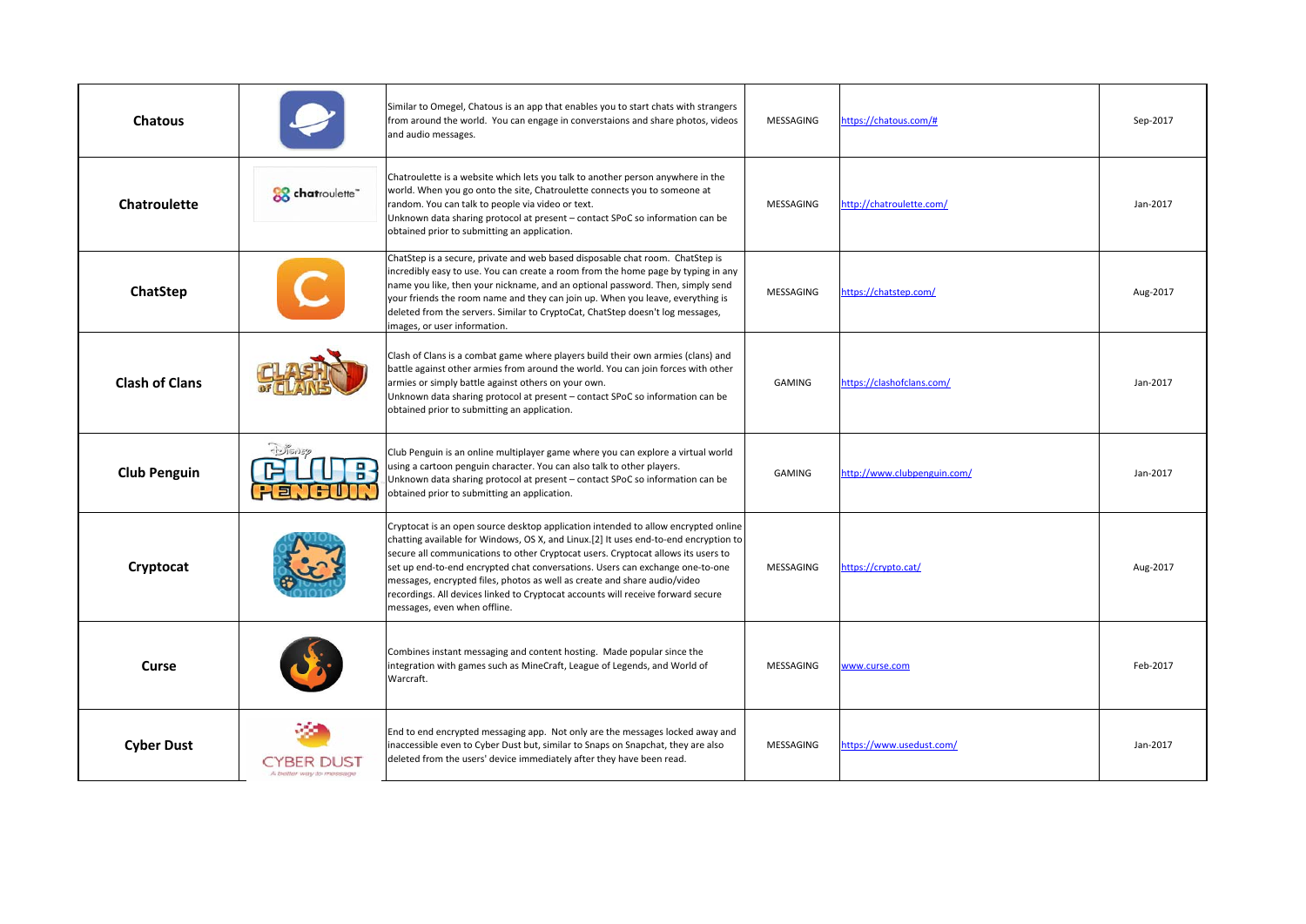| Chatous | | Similar to Omegel, Chatous is an app that enables you to start chats with strangers from around the world. You can engage in converstaions and share photos, videos and audio messages. | MESSAGING | https://chatous.com/# | Sep-2017 |
|---|---|---|---|---|---|
| Chatroulette | chatroulette™ | Chatroulette is a website which lets you talk to another person anywhere in the world. When you go onto the site, Chatroulette connects you to someone at random. You can talk to people via video or text. Unknown data sharing protocol at present – contact SPoC so information can be obtained prior to submitting an application. | MESSAGING | http://chatroulette.com/ | Jan-2017 |
| ChatStep | | ChatStep is a secure, private and web based disposable chat room. ChatStep is incredibly easy to use. You can create a room from the home page by typing in any name you like, then your nickname, and an optional password. Then, simply send your friends the room name and they can join up. When you leave, everything is deleted from the servers. Similar to CryptoCat, ChatStep doesn't log messages, images, or user information. | MESSAGING | https://chatstep.com/ | Aug-2017 |
| Clash of Clans | | Clash of Clans is a combat game where players build their own armies (clans) and battle against other armies from around the world. You can join forces with other armies or simply battle against others on your own. Unknown data sharing protocol at present – contact SPoC so information can be obtained prior to submitting an application. | GAMING | https://clashofclans.com/ | Jan-2017 |
| Club Penguin | | Club Penguin is an online multiplayer game where you can explore a virtual world using a cartoon penguin character. You can also talk to other players. Unknown data sharing protocol at present – contact SPoC so information can be obtained prior to submitting an application. | GAMING | http://www.clubpenguin.com/ | Jan-2017 |
| Cryptocat | | Cryptocat is an open source desktop application intended to allow encrypted online chatting available for Windows, OS X, and Linux.[2] It uses end-to-end encryption to secure all communications to other Cryptocat users. Cryptocat allows its users to set up end-to-end encrypted chat conversations. Users can exchange one-to-one messages, encrypted files, photos as well as create and share audio/video recordings. All devices linked to Cryptocat accounts will receive forward secure messages, even when offline. | MESSAGING | https://crypto.cat/ | Aug-2017 |
| Curse | | Combines instant messaging and content hosting. Made popular since the integration with games such as MineCraft, League of Legends, and World of Warcraft. | MESSAGING | www.curse.com | Feb-2017 |
| Cyber Dust | CYBER DUST A better way to message | End to end encrypted messaging app. Not only are the messages locked away and inaccessible even to Cyber Dust but, similar to Snaps on Snapchat, they are also deleted from the users' device immediately after they have been read. | MESSAGING | https://www.usedust.com/ | Jan-2017 |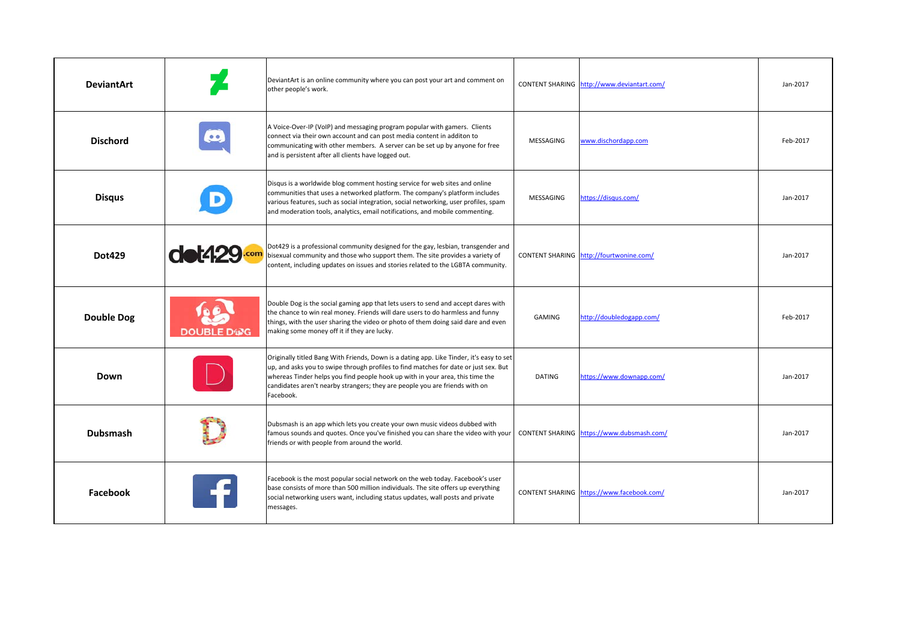| | | | | | |
|---|---|---|---|---|---|
| **DeviantArt** | | DeviantArt is an online community where you can post your art and comment on other people's work. | CONTENT SHARING | http://www.deviantart.com/ | Jan-2017 |
| **Dischord** | | A Voice-Over-IP (VoIP) and messaging program popular with gamers. Clients connect via their own account and can post media content in additon to communicating with other members. A server can be set up by anyone for free and is persistent after all clients have logged out. | MESSAGING | www.dischordapp.com | Feb-2017 |
| **Disqus** | | Disqus is a worldwide blog comment hosting service for web sites and online communities that uses a networked platform. The company's platform includes various features, such as social integration, social networking, user profiles, spam and moderation tools, analytics, email notifications, and mobile commenting. | MESSAGING | https://disqus.com/ | Jan-2017 |
| **Dot429** | dot429.com | Dot429 is a professional community designed for the gay, lesbian, transgender and bisexual community and those who support them. The site provides a variety of content, including updates on issues and stories related to the LGBTA community. | CONTENT SHARING | http://fourtwonine.com/ | Jan-2017 |
| **Double Dog** | DOUBLE DOG | Double Dog is the social gaming app that lets users to send and accept dares with the chance to win real money. Friends will dare users to do harmless and funny things, with the user sharing the video or photo of them doing said dare and even making some money off it if they are lucky. | GAMING | http://doubledogapp.com/ | Feb-2017 |
| **Down** | | Originally titled Bang With Friends, Down is a dating app. Like Tinder, it's easy to set up, and asks you to swipe through profiles to find matches for date or just sex. But whereas Tinder helps you find people hook up with in your area, this time the candidates aren't nearby strangers; they are people you are friends with on Facebook. | DATING | https://www.downapp.com/ | Jan-2017 |
| **Dubsmash** | | Dubsmash is an app which lets you create your own music videos dubbed with famous sounds and quotes. Once you've finished you can share the video with your friends or with people from around the world. | CONTENT SHARING | https://www.dubsmash.com/ | Jan-2017 |
| **Facebook** | | Facebook is the most popular social network on the web today. Facebook's user base consists of more than 500 million individuals. The site offers up everything social networking users want, including status updates, wall posts and private messages. | CONTENT SHARING | https://www.facebook.com/ | Jan-2017 |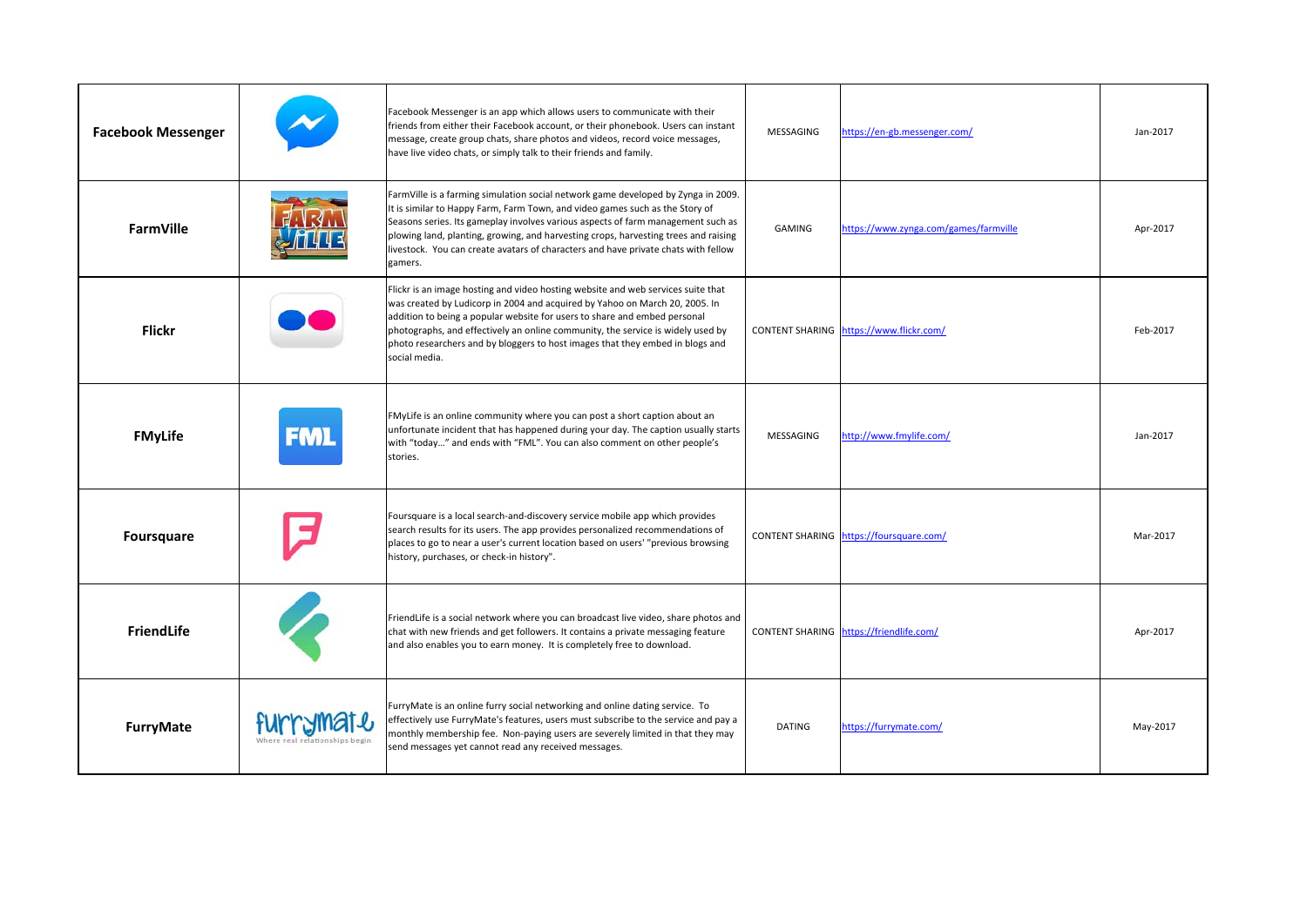| | | | | | |
|---|---|---|---|---|---|
| **Facebook Messenger** | | Facebook Messenger is an app which allows users to communicate with their friends from either their Facebook account, or their phonebook. Users can instant message, create group chats, share photos and videos, record voice messages, have live video chats, or simply talk to their friends and family. | MESSAGING | https://en-gb.messenger.com/ | Jan-2017 |
| **FarmVille** | | FarmVille is a farming simulation social network game developed by Zynga in 2009. It is similar to Happy Farm, Farm Town, and video games such as the Story of Seasons series. Its gameplay involves various aspects of farm management such as plowing land, planting, growing, and harvesting crops, harvesting trees and raising livestock. You can create avatars of characters and have private chats with fellow gamers. | GAMING | https://www.zynga.com/games/farmville | Apr-2017 |
| **Flickr** | | Flickr is an image hosting and video hosting website and web services suite that was created by Ludicorp in 2004 and acquired by Yahoo on March 20, 2005. In addition to being a popular website for users to share and embed personal photographs, and effectively an online community, the service is widely used by photo researchers and by bloggers to host images that they embed in blogs and social media. | CONTENT SHARING | https://www.flickr.com/ | Feb-2017 |
| **FMyLife** | | FMyLife is an online community where you can post a short caption about an unfortunate incident that has happened during your day. The caption usually starts with "today…" and ends with "FML". You can also comment on other people's stories. | MESSAGING | http://www.fmylife.com/ | Jan-2017 |
| **Foursquare** | | Foursquare is a local search-and-discovery service mobile app which provides search results for its users. The app provides personalized recommendations of places to go to near a user's current location based on users' "previous browsing history, purchases, or check-in history". | CONTENT SHARING | https://foursquare.com/ | Mar-2017 |
| **FriendLife** | | FriendLife is a social network where you can broadcast live video, share photos and chat with new friends and get followers. It contains a private messaging feature and also enables you to earn money. It is completely free to download. | CONTENT SHARING | https://friendlife.com/ | Apr-2017 |
| **FurryMate** | | FurryMate is an online furry social networking and online dating service. To effectively use FurryMate's features, users must subscribe to the service and pay a monthly membership fee. Non-paying users are severely limited in that they may send messages yet cannot read any received messages. | DATING | https://furrymate.com/ | May-2017 |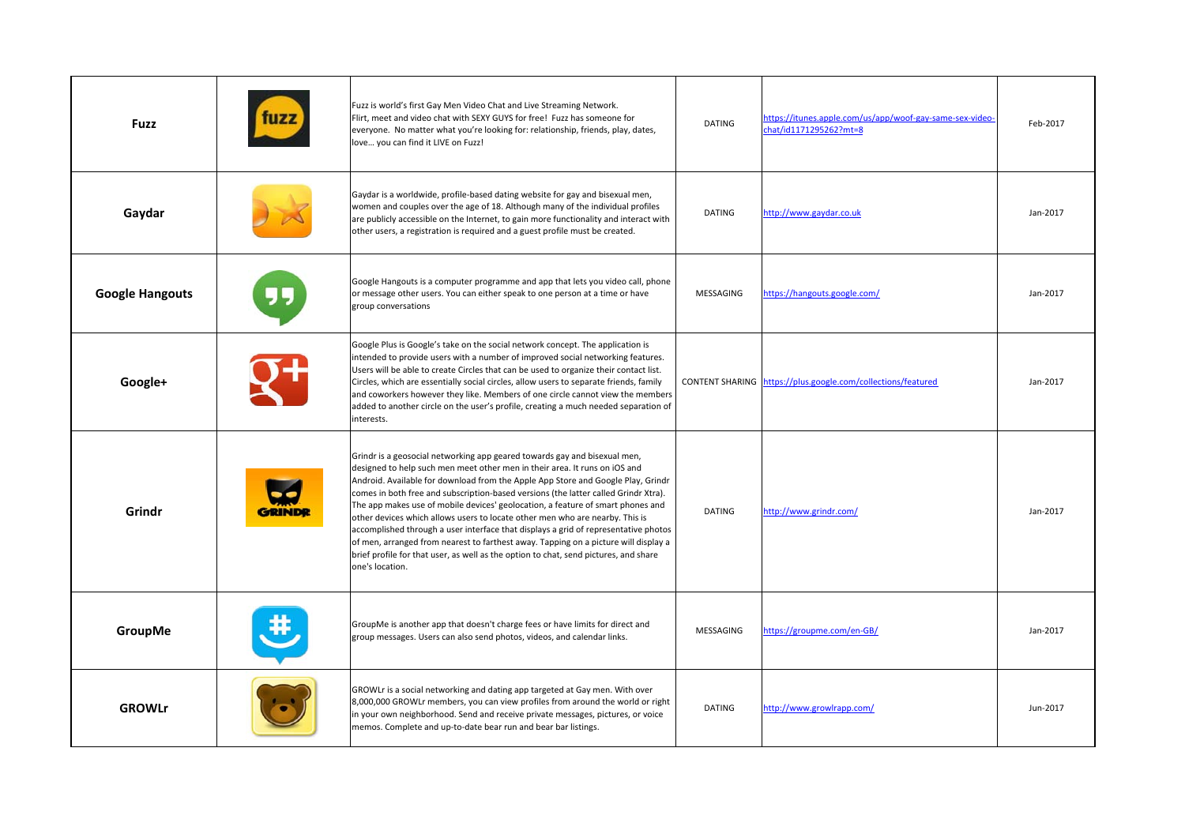| Fuzz | | Fuzz is world's first Gay Men Video Chat and Live Streaming Network. Flirt, meet and video chat with SEXY GUYS for free! Fuzz has someone for everyone. No matter what you're looking for: relationship, friends, play, dates, love… you can find it LIVE on Fuzz! | DATING | https://itunes.apple.com/us/app/woof-gay-same-sex-video-chat/id1171295262?mt=8 | Feb-2017 |
|---|---|---|---|---|---|
| Gaydar | | Gaydar is a worldwide, profile-based dating website for gay and bisexual men, women and couples over the age of 18. Although many of the individual profiles are publicly accessible on the Internet, to gain more functionality and interact with other users, a registration is required and a guest profile must be created. | DATING | http://www.gaydar.co.uk | Jan-2017 |
| Google Hangouts | | Google Hangouts is a computer programme and app that lets you video call, phone or message other users. You can either speak to one person at a time or have group conversations | MESSAGING | https://hangouts.google.com/ | Jan-2017 |
| Google+ | | Google Plus is Google's take on the social network concept. The application is intended to provide users with a number of improved social networking features. Users will be able to create Circles that can be used to organize their contact list. Circles, which are essentially social circles, allow users to separate friends, family and coworkers however they like. Members of one circle cannot view the members added to another circle on the user's profile, creating a much needed separation of interests. | CONTENT SHARING | https://plus.google.com/collections/featured | Jan-2017 |
| Grindr | | Grindr is a geosocial networking app geared towards gay and bisexual men, designed to help such men meet other men in their area. It runs on iOS and Android. Available for download from the Apple App Store and Google Play, Grindr comes in both free and subscription-based versions (the latter called Grindr Xtra). The app makes use of mobile devices' geolocation, a feature of smart phones and other devices which allows users to locate other men who are nearby. This is accomplished through a user interface that displays a grid of representative photos of men, arranged from nearest to farthest away. Tapping on a picture will display a brief profile for that user, as well as the option to chat, send pictures, and share one's location. | DATING | http://www.grindr.com/ | Jan-2017 |
| GroupMe | | GroupMe is another app that doesn't charge fees or have limits for direct and group messages. Users can also send photos, videos, and calendar links. | MESSAGING | https://groupme.com/en-GB/ | Jan-2017 |
| GROWLr | | GROWLr is a social networking and dating app targeted at Gay men. With over 8,000,000 GROWLr members, you can view profiles from around the world or right in your own neighborhood. Send and receive private messages, pictures, or voice memos. Complete and up-to-date bear run and bear bar listings. | DATING | http://www.growlrapp.com/ | Jun-2017 |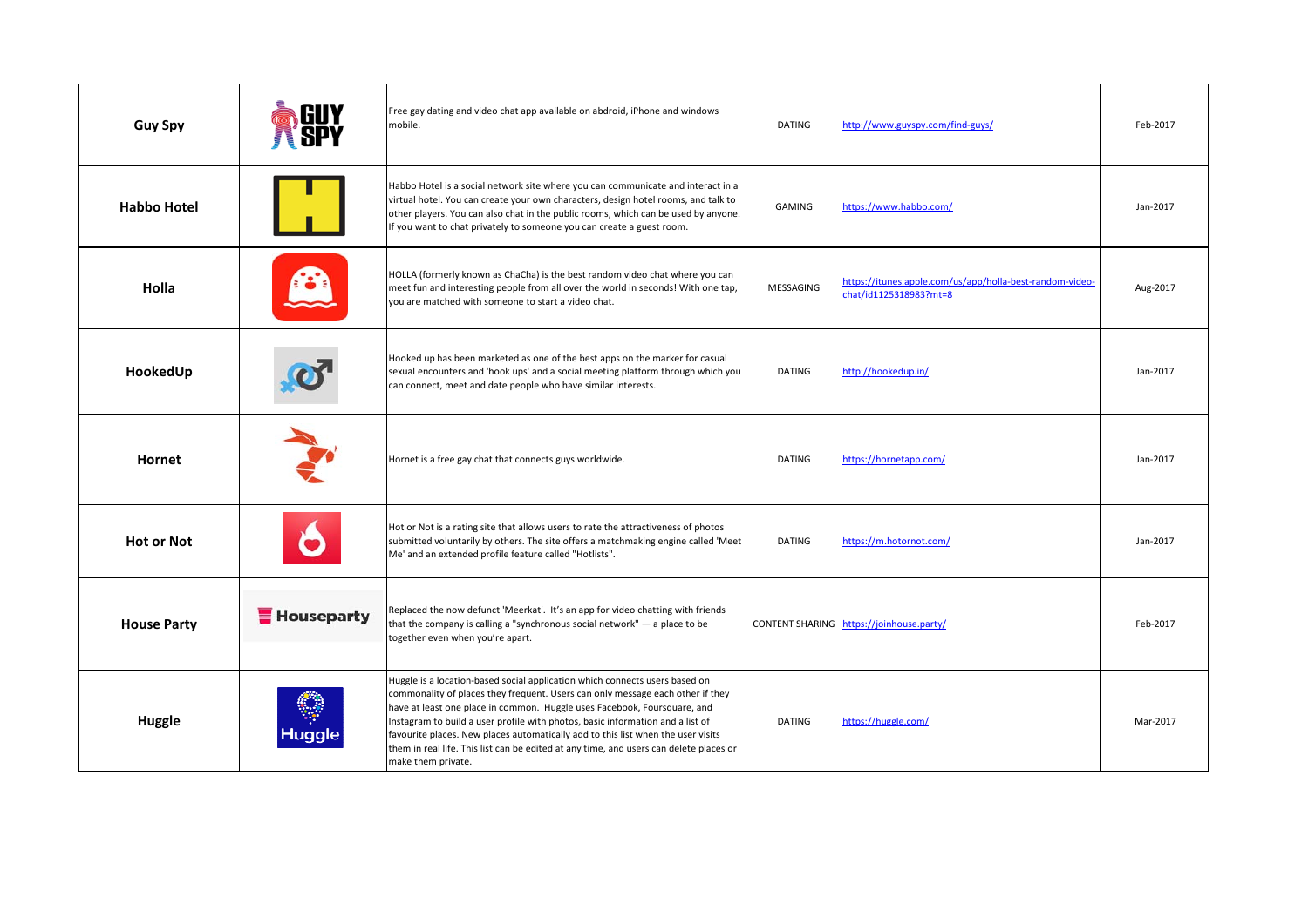| | | | | | |
|---|---|---|---|---|---|
| **Guy Spy** | | Free gay dating and video chat app available on abdroid, iPhone and windows mobile. | DATING | http://www.guyspy.com/find-guys/ | Feb-2017 |
| **Habbo Hotel** | | Habbo Hotel is a social network site where you can communicate and interact in a virtual hotel. You can create your own characters, design hotel rooms, and talk to other players. You can also chat in the public rooms, which can be used by anyone. If you want to chat privately to someone you can create a guest room. | GAMING | https://www.habbo.com/ | Jan-2017 |
| **Holla** | | HOLLA (formerly known as ChaCha) is the best random video chat where you can meet fun and interesting people from all over the world in seconds! With one tap, you are matched with someone to start a video chat. | MESSAGING | https://itunes.apple.com/us/app/holla-best-random-video-chat/id1125318983?mt=8 | Aug-2017 |
| **HookedUp** | | Hooked up has been marketed as one of the best apps on the marker for casual sexual encounters and 'hook ups' and a social meeting platform through which you can connect, meet and date people who have similar interests. | DATING | http://hookedup.in/ | Jan-2017 |
| **Hornet** | | Hornet is a free gay chat that connects guys worldwide. | DATING | https://hornetapp.com/ | Jan-2017 |
| **Hot or Not** | | Hot or Not is a rating site that allows users to rate the attractiveness of photos submitted voluntarily by others. The site offers a matchmaking engine called 'Meet Me' and an extended profile feature called "Hotlists". | DATING | https://m.hotornot.com/ | Jan-2017 |
| **House Party** | Houseparty | Replaced the now defunct 'Meerkat'. It's an app for video chatting with friends that the company is calling a "synchronous social network" — a place to be together even when you're apart. | CONTENT SHARING | https://joinhouse.party/ | Feb-2017 |
| **Huggle** | Huggle | Huggle is a location-based social application which connects users based on commonality of places they frequent. Users can only message each other if they have at least one place in common. Huggle uses Facebook, Foursquare, and Instagram to build a user profile with photos, basic information and a list of favourite places. New places automatically add to this list when the user visits them in real life. This list can be edited at any time, and users can delete places or make them private. | DATING | https://huggle.com/ | Mar-2017 |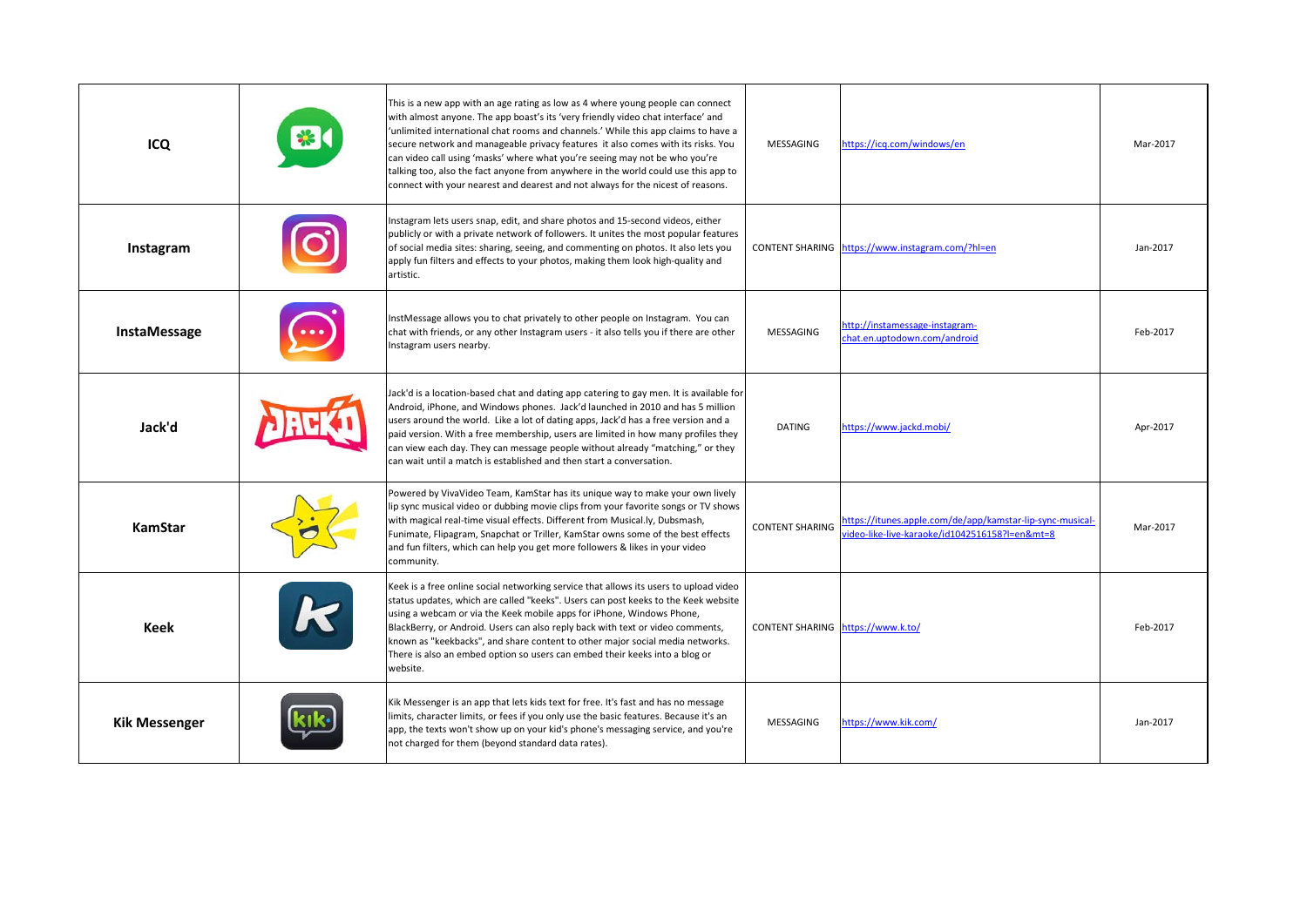| ICQ | | This is a new app with an age rating as low as 4 where young people can connect with almost anyone. The app boast's its 'very friendly video chat interface' and 'unlimited international chat rooms and channels.' While this app claims to have a secure network and manageable privacy features it also comes with its risks. You can video call using 'masks' where what you're seeing may not be who you're talking too, also the fact anyone from anywhere in the world could use this app to connect with your nearest and dearest and not always for the nicest of reasons. | MESSAGING | https://icq.com/windows/en | Mar-2017 |
|---|---|---|---|---|---|
| Instagram | | Instagram lets users snap, edit, and share photos and 15-second videos, either publicly or with a private network of followers. It unites the most popular features of social media sites: sharing, seeing, and commenting on photos. It also lets you apply fun filters and effects to your photos, making them look high-quality and artistic. | CONTENT SHARING | https://www.instagram.com/?hl=en | Jan-2017 |
| InstaMessage | | InstMessage allows you to chat privately to other people on Instagram. You can chat with friends, or any other Instagram users - it also tells you if there are other Instagram users nearby. | MESSAGING | http://instamessage-instagram-chat.en.uptodown.com/android | Feb-2017 |
| Jack'd | | Jack'd is a location-based chat and dating app catering to gay men. It is available for Android, iPhone, and Windows phones. Jack'd launched in 2010 and has 5 million users around the world. Like a lot of dating apps, Jack'd has a free version and a paid version. With a free membership, users are limited in how many profiles they can view each day. They can message people without already "matching," or they can wait until a match is established and then start a conversation. | DATING | https://www.jackd.mobi/ | Apr-2017 |
| KamStar | | Powered by VivaVideo Team, KamStar has its unique way to make your own lively lip sync musical video or dubbing movie clips from your favorite songs or TV shows with magical real-time visual effects. Different from Musical.ly, Dubsmash, Funimate, Flipagram, Snapchat or Triller, KamStar owns some of the best effects and fun filters, which can help you get more followers & likes in your video community. | CONTENT SHARING | https://itunes.apple.com/de/app/kamstar-lip-sync-musical-video-like-live-karaoke/id1042516158?l=en&mt=8 | Mar-2017 |
| Keek | | Keek is a free online social networking service that allows its users to upload video status updates, which are called "keeks". Users can post keeks to the Keek website using a webcam or via the Keek mobile apps for iPhone, Windows Phone, BlackBerry, or Android. Users can also reply back with text or video comments, known as "keekbacks", and share content to other major social media networks. There is also an embed option so users can embed their keeks into a blog or website. | CONTENT SHARING | https://www.k.to/ | Feb-2017 |
| Kik Messenger | | Kik Messenger is an app that lets kids text for free. It's fast and has no message limits, character limits, or fees if you only use the basic features. Because it's an app, the texts won't show up on your kid's phone's messaging service, and you're not charged for them (beyond standard data rates). | MESSAGING | https://www.kik.com/ | Jan-2017 |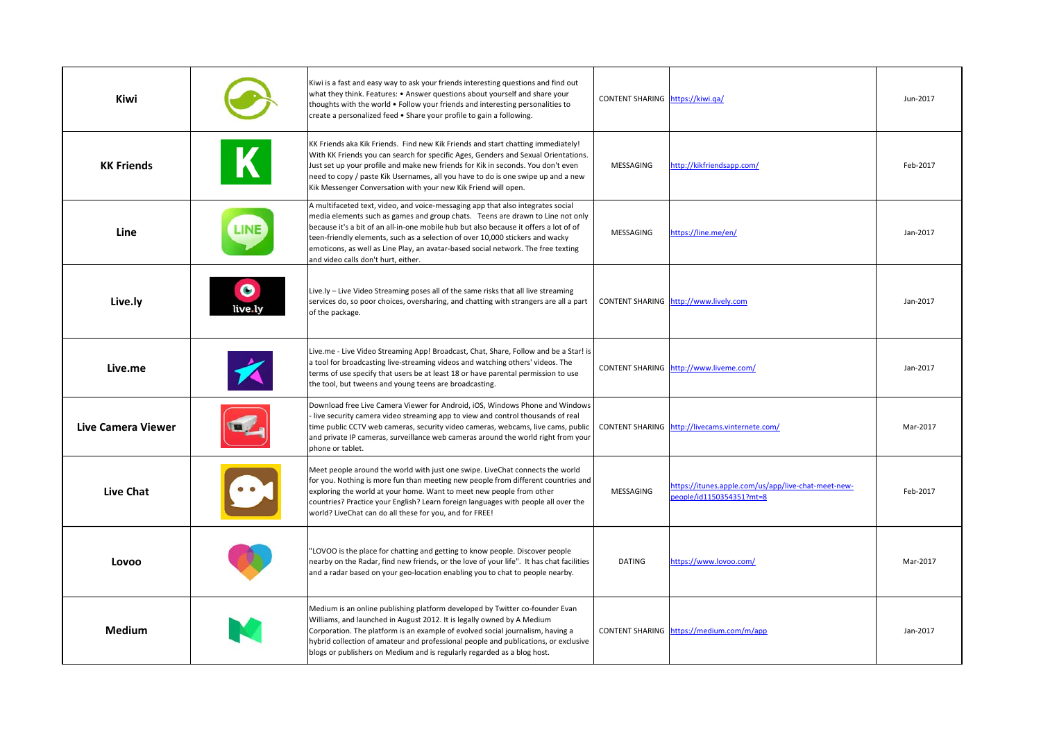| | | | | | |
|---|---|---|---|---|---|
| **Kiwi** | | Kiwi is a fast and easy way to ask your friends interesting questions and find out what they think. Features: • Answer questions about yourself and share your thoughts with the world • Follow your friends and interesting personalities to create a personalized feed • Share your profile to gain a following. | CONTENT SHARING | https://kiwi.qa/ | Jun-2017 |
| **KK Friends** | | KK Friends aka Kik Friends. Find new Kik Friends and start chatting immediately! With KK Friends you can search for specific Ages, Genders and Sexual Orientations. Just set up your profile and make new friends for Kik in seconds. You don't even need to copy / paste Kik Usernames, all you have to do is one swipe up and a new Kik Messenger Conversation with your new Kik Friend will open. | MESSAGING | http://kikfriendsapp.com/ | Feb-2017 |
| **Line** | | A multifaceted text, video, and voice-messaging app that also integrates social media elements such as games and group chats. Teens are drawn to Line not only because it's a bit of an all-in-one mobile hub but also because it offers a lot of of teen-friendly elements, such as a selection of over 10,000 stickers and wacky emoticons, as well as Line Play, an avatar-based social network. The free texting and video calls don't hurt, either. | MESSAGING | https://line.me/en/ | Jan-2017 |
| **Live.ly** | | Live.ly – Live Video Streaming poses all of the same risks that all live streaming services do, so poor choices, oversharing, and chatting with strangers are all a part of the package. | CONTENT SHARING | http://www.lively.com | Jan-2017 |
| **Live.me** | | Live.me - Live Video Streaming App! Broadcast, Chat, Share, Follow and be a Star! is a tool for broadcasting live-streaming videos and watching others' videos. The terms of use specify that users be at least 18 or have parental permission to use the tool, but tweens and young teens are broadcasting. | CONTENT SHARING | http://www.liveme.com/ | Jan-2017 |
| **Live Camera Viewer** | | Download free Live Camera Viewer for Android, iOS, Windows Phone and Windows - live security camera video streaming app to view and control thousands of real time public CCTV web cameras, security video cameras, webcams, live cams, public and private IP cameras, surveillance web cameras around the world right from your phone or tablet. | CONTENT SHARING | http://livecams.vinternete.com/ | Mar-2017 |
| **Live Chat** | | Meet people around the world with just one swipe. LiveChat connects the world for you. Nothing is more fun than meeting new people from different countries and exploring the world at your home. Want to meet new people from other countries? Practice your English? Learn foreign languages with people all over the world? LiveChat can do all these for you, and for FREE! | MESSAGING | https://itunes.apple.com/us/app/live-chat-meet-new-people/id1150354351?mt=8 | Feb-2017 |
| **Lovoo** | | "LOVOO is the place for chatting and getting to know people. Discover people nearby on the Radar, find new friends, or the love of your life". It has chat facilities and a radar based on your geo-location enabling you to chat to people nearby. | DATING | https://www.lovoo.com/ | Mar-2017 |
| **Medium** | | Medium is an online publishing platform developed by Twitter co-founder Evan Williams, and launched in August 2012. It is legally owned by A Medium Corporation. The platform is an example of evolved social journalism, having a hybrid collection of amateur and professional people and publications, or exclusive blogs or publishers on Medium and is regularly regarded as a blog host. | CONTENT SHARING | https://medium.com/m/app | Jan-2017 |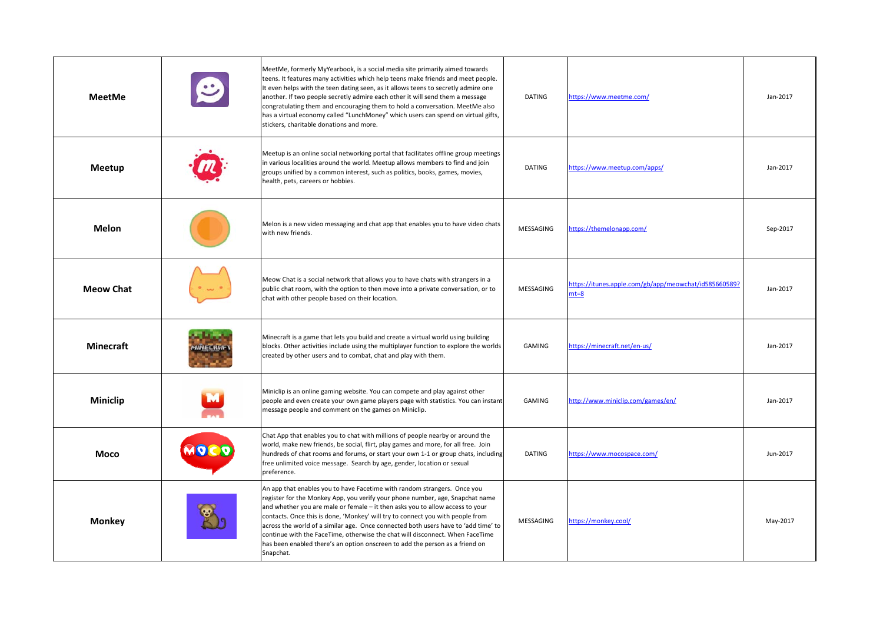| | | | | | |
|---|---|---|---|---|---|
| **MeetMe** | | MeetMe, formerly MyYearbook, is a social media site primarily aimed towards teens. It features many activities which help teens make friends and meet people. It even helps with the teen dating seen, as it allows teens to secretly admire one another. If two people secretly admire each other it will send them a message congratulating them and encouraging them to hold a conversation. MeetMe also has a virtual economy called "LunchMoney" which users can spend on virtual gifts, stickers, charitable donations and more. | DATING | https://www.meetme.com/ | Jan-2017 |
| **Meetup** | | Meetup is an online social networking portal that facilitates offline group meetings in various localities around the world. Meetup allows members to find and join groups unified by a common interest, such as politics, books, games, movies, health, pets, careers or hobbies. | DATING | https://www.meetup.com/apps/ | Jan-2017 |
| **Melon** | | Melon is a new video messaging and chat app that enables you to have video chats with new friends. | MESSAGING | https://themelonapp.com/ | Sep-2017 |
| **Meow Chat** | | Meow Chat is a social network that allows you to have chats with strangers in a public chat room, with the option to then move into a private conversation, or to chat with other people based on their location. | MESSAGING | https://itunes.apple.com/gb/app/meowchat/id585660589?mt=8 | Jan-2017 |
| **Minecraft** | | Minecraft is a game that lets you build and create a virtual world using building blocks. Other activities include using the multiplayer function to explore the worlds created by other users and to combat, chat and play with them. | GAMING | https://minecraft.net/en-us/ | Jan-2017 |
| **Miniclip** | | Miniclip is an online gaming website. You can compete and play against other people and even create your own game players page with statistics. You can instant message people and comment on the games on Miniclip. | GAMING | http://www.miniclip.com/games/en/ | Jan-2017 |
| **Moco** | | Chat App that enables you to chat with millions of people nearby or around the world, make new friends, be social, flirt, play games and more, for all free. Join hundreds of chat rooms and forums, or start your own 1-1 or group chats, including free unlimited voice message. Search by age, gender, location or sexual preference. | DATING | https://www.mocospace.com/ | Jun-2017 |
| **Monkey** | | An app that enables you to have Facetime with random strangers. Once you register for the Monkey App, you verify your phone number, age, Snapchat name and whether you are male or female – it then asks you to allow access to your contacts. Once this is done, 'Monkey' will try to connect you with people from across the world of a similar age. Once connected both users have to 'add time' to continue with the FaceTime, otherwise the chat will disconnect. When FaceTime has been enabled there's an option onscreen to add the person as a friend on Snapchat. | MESSAGING | https://monkey.cool/ | May-2017 |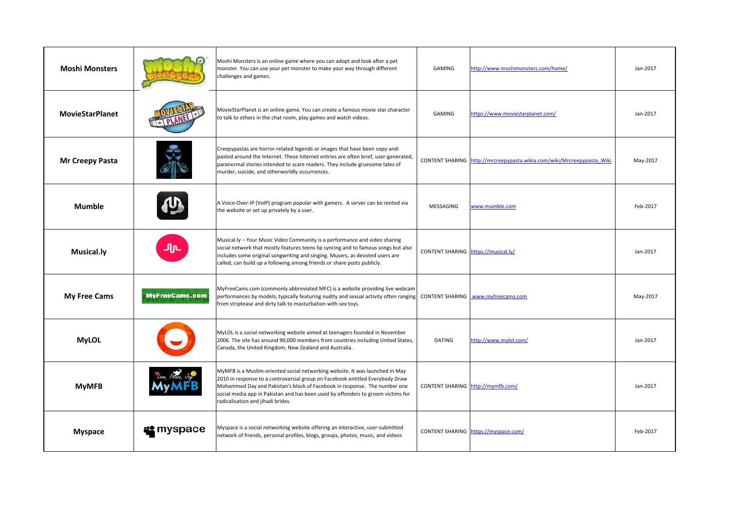| Moshi Monsters |  | Moshi Monsters is an online game where you can adopt and look after a pet monster. You can use your pet monster to make your way through different challenges and games. | GAMING | http://www.moshimonsters.com/home/ | Jan-2017 |
|---|---|---|---|---|---|
| MovieStarPlanet |  | MovieStarPlanet is an online game. You can create a famous movie star character to talk to others in the chat room, play games and watch videos. | GAMING | https://www.moviestarplanet.com/ | Jan-2017 |
| Mr Creepy Pasta |  | Creepypastas are horror-related legends or images that have been copy-and-pasted around the Internet. These Internet entries are often brief, user-generated, paranormal stories intended to scare readers. They include gruesome tales of murder, suicide, and otherworldly occurrences. | CONTENT SHARING | http://mrcreepypasta.wikia.com/wiki/Mrcreepypasta_Wiki | May-2017 |
| Mumble |  | A Voice-Over-IP (VoIP) program popular with gamers. A server can be rented via the website or set up privately by a user. | MESSAGING | www.mumble.com | Feb-2017 |
| Musical.ly |  | Musical.ly – Your Music Video Community is a performance and video sharing social network that mostly features teens lip syncing and to famous songs but also includes some original songwriting and singing. Musers, as devoted users are called, can build up a following among friends or share posts publicly. | CONTENT SHARING | https://musical.ly/ | Jan-2017 |
| My Free Cams |  | MyFreeCams.com (commonly abbreviated MFC) is a website providing live webcam performances by models, typically featuring nudity and sexual activity often ranging from striptease and dirty talk to masturbation with sex toys. | CONTENT SHARING | www.myfreecams.com | May-2017 |
| MyLOL |  | MyLOL is a social networking website aimed at teenagers founded in November 2006. The site has around 90,000 members from countries including United States, Canada, the United Kingdom, New Zealand and Australia. | DATING | http://www.mylol.com/ | Jan-2017 |
| MyMFB |  | MyMFB is a Muslim-oriented social networking website. It was launched in May 2010 in response to a controversial group on Facebook entitled Everybody Draw Mohammed Day and Pakistan's block of Facebook in response. The number one social media app in Pakistan and has been used by offenders to groom victims for radicalisation and jihadi brides. | CONTENT SHARING | http://mymfb.com/ | Jan-2017 |
| Myspace |  | Myspace is a social networking website offering an interactive, user-submitted network of friends, personal profiles, blogs, groups, photos, music, and videos | CONTENT SHARING | https://myspace.com/ | Feb-2017 |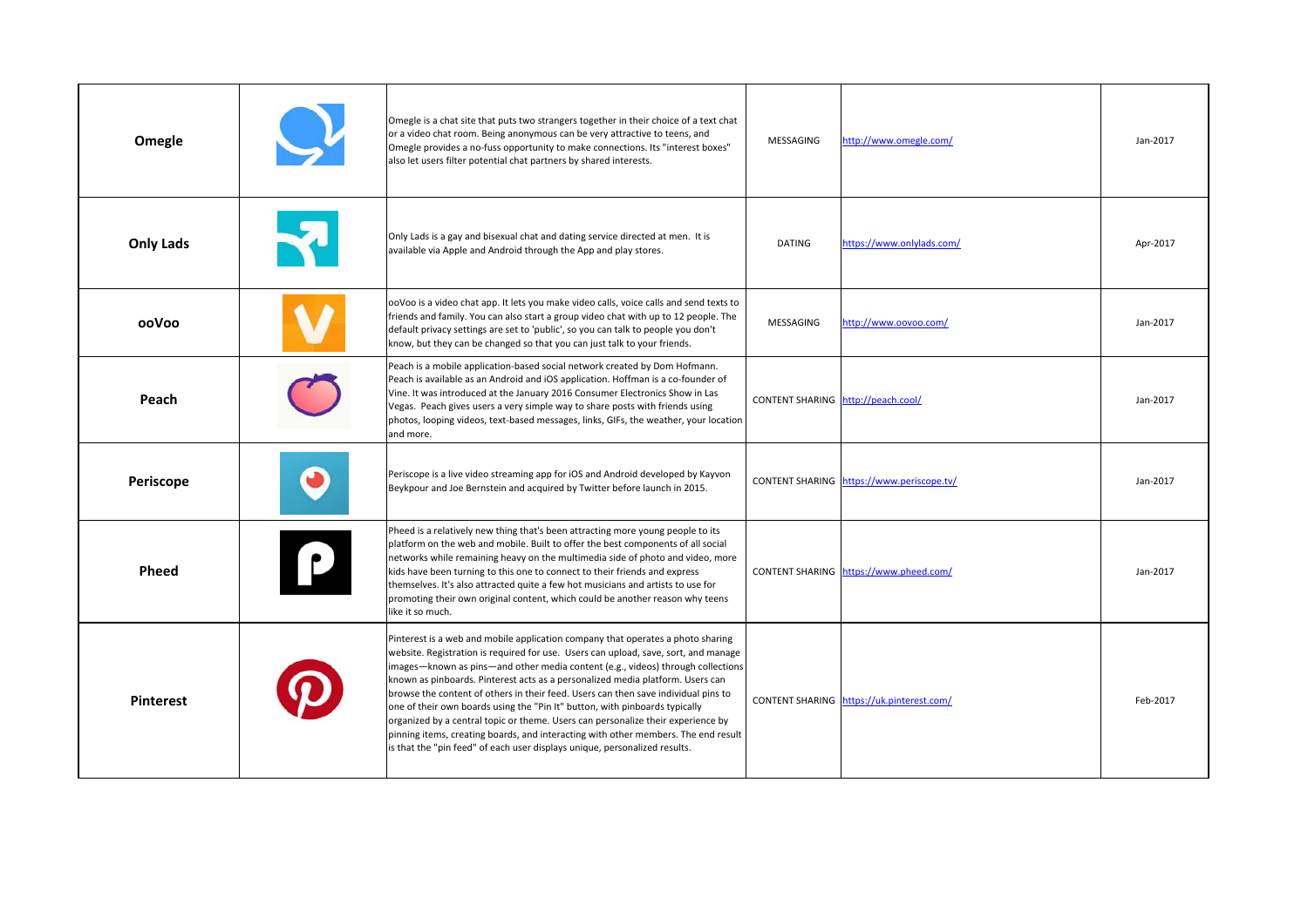| Omegle | | Omegle is a chat site that puts two strangers together in their choice of a text chat or a video chat room. Being anonymous can be very attractive to teens, and Omegle provides a no-fuss opportunity to make connections. Its "interest boxes" also let users filter potential chat partners by shared interests. | MESSAGING | http://www.omegle.com/ | Jan-2017 |
|---|---|---|---|---|---|
| Only Lads | | Only Lads is a gay and bisexual chat and dating service directed at men. It is available via Apple and Android through the App and play stores. | DATING | https://www.onlylads.com/ | Apr-2017 |
| ooVoo | | ooVoo is a video chat app. It lets you make video calls, voice calls and send texts to friends and family. You can also start a group video chat with up to 12 people. The default privacy settings are set to 'public', so you can talk to people you don't know, but they can be changed so that you can just talk to your friends. | MESSAGING | http://www.oovoo.com/ | Jan-2017 |
| Peach | | Peach is a mobile application-based social network created by Dom Hofmann. Peach is available as an Android and iOS application. Hoffman is a co-founder of Vine. It was introduced at the January 2016 Consumer Electronics Show in Las Vegas. Peach gives users a very simple way to share posts with friends using photos, looping videos, text-based messages, links, GIFs, the weather, your location and more. | CONTENT SHARING | http://peach.cool/ | Jan-2017 |
| Periscope | | Periscope is a live video streaming app for iOS and Android developed by Kayvon Beykpour and Joe Bernstein and acquired by Twitter before launch in 2015. | CONTENT SHARING | https://www.periscope.tv/ | Jan-2017 |
| Pheed | | Pheed is a relatively new thing that's been attracting more young people to its platform on the web and mobile. Built to offer the best components of all social networks while remaining heavy on the multimedia side of photo and video, more kids have been turning to this one to connect to their friends and express themselves. It's also attracted quite a few hot musicians and artists to use for promoting their own original content, which could be another reason why teens like it so much. | CONTENT SHARING | https://www.pheed.com/ | Jan-2017 |
| Pinterest | | Pinterest is a web and mobile application company that operates a photo sharing website. Registration is required for use. Users can upload, save, sort, and manage images—known as pins—and other media content (e.g., videos) through collections known as pinboards. Pinterest acts as a personalized media platform. Users can browse the content of others in their feed. Users can then save individual pins to one of their own boards using the "Pin It" button, with pinboards typically organized by a central topic or theme. Users can personalize their experience by pinning items, creating boards, and interacting with other members. The end result is that the "pin feed" of each user displays unique, personalized results. | CONTENT SHARING | https://uk.pinterest.com/ | Feb-2017 |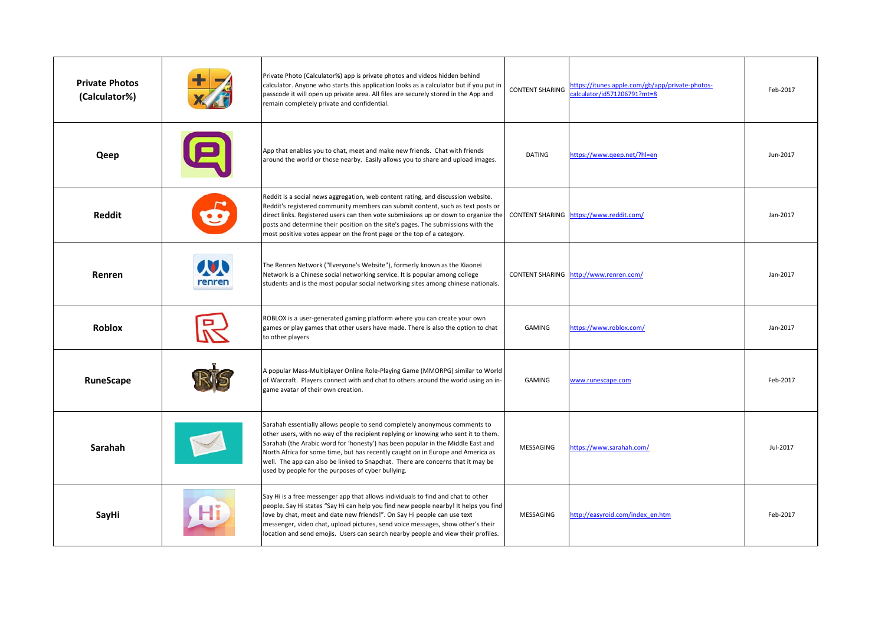| | | | | | |
|---|---|---|---|---|---|
| **Private Photos (Calculator%)** | | Private Photo (Calculator%) app is private photos and videos hidden behind calculator. Anyone who starts this application looks as a calculator but if you put in passcode it will open up private area. All files are securely stored in the App and remain completely private and confidential. | CONTENT SHARING | https://itunes.apple.com/gb/app/private-photos-calculator/id571206791?mt=8 | Feb-2017 |
| **Qeep** | | App that enables you to chat, meet and make new friends. Chat with friends around the world or those nearby. Easily allows you to share and upload images. | DATING | https://www.qeep.net/?hl=en | Jun-2017 |
| **Reddit** | | Reddit is a social news aggregation, web content rating, and discussion website. Reddit's registered community members can submit content, such as text posts or direct links. Registered users can then vote submissions up or down to organize the posts and determine their position on the site's pages. The submissions with the most positive votes appear on the front page or the top of a category. | CONTENT SHARING | https://www.reddit.com/ | Jan-2017 |
| **Renren** | | The Renren Network ("Everyone's Website"), formerly known as the Xiaonei Network is a Chinese social networking service. It is popular among college students and is the most popular social networking sites among chinese nationals. | CONTENT SHARING | http://www.renren.com/ | Jan-2017 |
| **Roblox** | | ROBLOX is a user-generated gaming platform where you can create your own games or play games that other users have made. There is also the option to chat to other players | GAMING | https://www.roblox.com/ | Jan-2017 |
| **RuneScape** | | A popular Mass-Multiplayer Online Role-Playing Game (MMORPG) similar to World of Warcraft. Players connect with and chat to others around the world using an in-game avatar of their own creation. | GAMING | www.runescape.com | Feb-2017 |
| **Sarahah** | | Sarahah essentially allows people to send completely anonymous comments to other users, with no way of the recipient replying or knowing who sent it to them. Sarahah (the Arabic word for 'honesty') has been popular in the Middle East and North Africa for some time, but has recently caught on in Europe and America as well. The app can also be linked to Snapchat. There are concerns that it may be used by people for the purposes of cyber bullying. | MESSAGING | https://www.sarahah.com/ | Jul-2017 |
| **SayHi** | | Say Hi is a free messenger app that allows individuals to find and chat to other people. Say Hi states "Say Hi can help you find new people nearby! It helps you find love by chat, meet and date new friends!". On Say Hi people can use text messenger, video chat, upload pictures, send voice messages, show other's their location and send emojis. Users can search nearby people and view their profiles. | MESSAGING | http://easyroid.com/index_en.htm | Feb-2017 |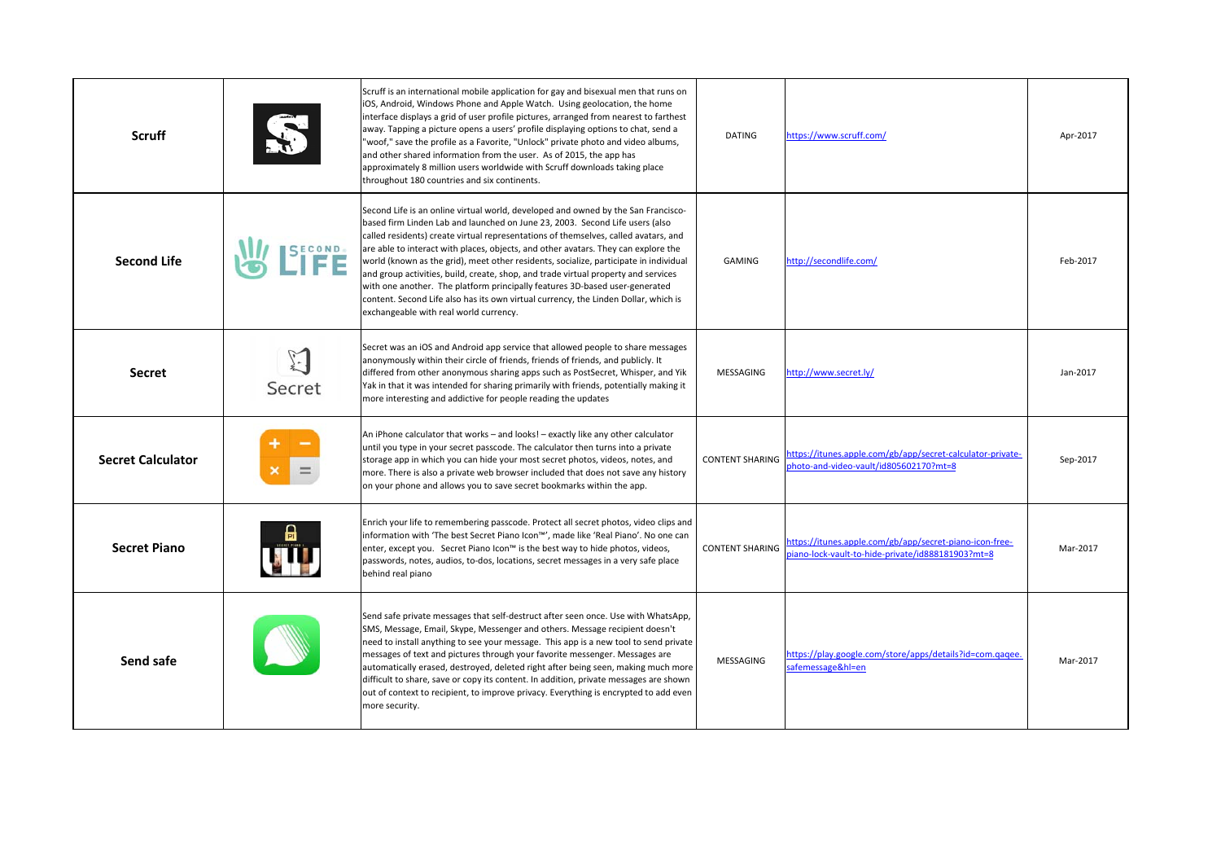| | | | | | |
|---|---|---|---|---|---|
| **Scruff** | | Scruff is an international mobile application for gay and bisexual men that runs on iOS, Android, Windows Phone and Apple Watch. Using geolocation, the home interface displays a grid of user profile pictures, arranged from nearest to farthest away. Tapping a picture opens a users' profile displaying options to chat, send a "woof," save the profile as a Favorite, "Unlock" private photo and video albums, and other shared information from the user. As of 2015, the app has approximately 8 million users worldwide with Scruff downloads taking place throughout 180 countries and six continents. | DATING | https://www.scruff.com/ | Apr-2017 |
| **Second Life** | | Second Life is an online virtual world, developed and owned by the San Francisco-based firm Linden Lab and launched on June 23, 2003. Second Life users (also called residents) create virtual representations of themselves, called avatars, and are able to interact with places, objects, and other avatars. They can explore the world (known as the grid), meet other residents, socialize, participate in individual and group activities, build, create, shop, and trade virtual property and services with one another. The platform principally features 3D-based user-generated content. Second Life also has its own virtual currency, the Linden Dollar, which is exchangeable with real world currency. | GAMING | http://secondlife.com/ | Feb-2017 |
| **Secret** | | Secret was an iOS and Android app service that allowed people to share messages anonymously within their circle of friends, friends of friends, and publicly. It differed from other anonymous sharing apps such as PostSecret, Whisper, and Yik Yak in that it was intended for sharing primarily with friends, potentially making it more interesting and addictive for people reading the updates | MESSAGING | http://www.secret.ly/ | Jan-2017 |
| **Secret Calculator** | | An iPhone calculator that works – and looks! – exactly like any other calculator until you type in your secret passcode. The calculator then turns into a private storage app in which you can hide your most secret photos, videos, notes, and more. There is also a private web browser included that does not save any history on your phone and allows you to save secret bookmarks within the app. | CONTENT SHARING | https://itunes.apple.com/gb/app/secret-calculator-private-photo-and-video-vault/id805602170?mt=8 | Sep-2017 |
| **Secret Piano** | | Enrich your life to remembering passcode. Protect all secret photos, video clips and information with 'The best Secret Piano Icon™', made like 'Real Piano'. No one can enter, except you. Secret Piano Icon™ is the best way to hide photos, videos, passwords, notes, audios, to-dos, locations, secret messages in a very safe place behind real piano | CONTENT SHARING | https://itunes.apple.com/gb/app/secret-piano-icon-free-piano-lock-vault-to-hide-private/id888181903?mt=8 | Mar-2017 |
| **Send safe** | | Send safe private messages that self-destruct after seen once. Use with WhatsApp, SMS, Message, Email, Skype, Messenger and others. Message recipient doesn't need to install anything to see your message. This app is a new tool to send private messages of text and pictures through your favorite messenger. Messages are automatically erased, destroyed, deleted right after being seen, making much more difficult to share, save or copy its content. In addition, private messages are shown out of context to recipient, to improve privacy. Everything is encrypted to add even more security. | MESSAGING | https://play.google.com/store/apps/details?id=com.qaqee.safemessage&hl=en | Mar-2017 |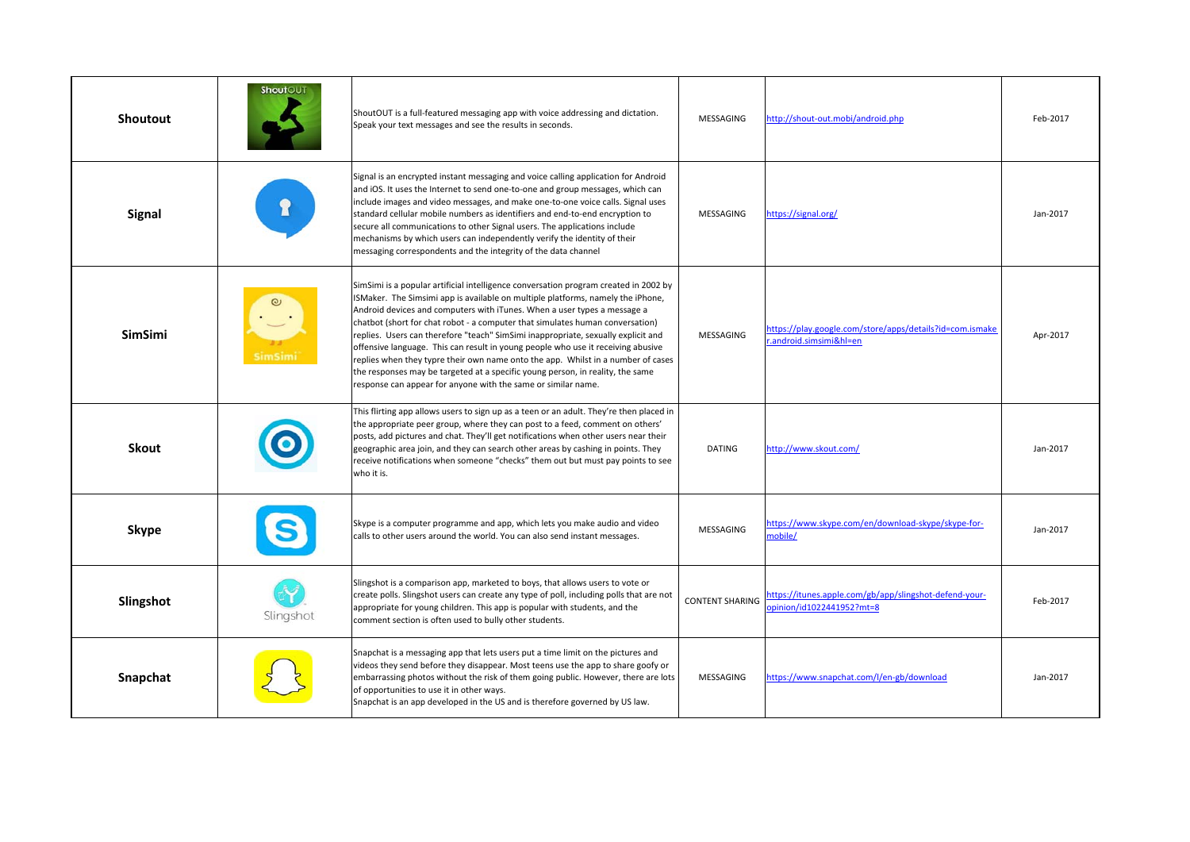| | | | | | |
|---|---|---|---|---|---|
| **Shoutout** | | ShoutOUT is a full-featured messaging app with voice addressing and dictation. Speak your text messages and see the results in seconds. | MESSAGING | http://shout-out.mobi/android.php | Feb-2017 |
| **Signal** | | Signal is an encrypted instant messaging and voice calling application for Android and iOS. It uses the Internet to send one-to-one and group messages, which can include images and video messages, and make one-to-one voice calls. Signal uses standard cellular mobile numbers as identifiers and end-to-end encryption to secure all communications to other Signal users. The applications include mechanisms by which users can independently verify the identity of their messaging correspondents and the integrity of the data channel | MESSAGING | https://signal.org/ | Jan-2017 |
| **SimSimi** | | SimSimi is a popular artificial intelligence conversation program created in 2002 by ISMaker. The Simsimi app is available on multiple platforms, namely the iPhone, Android devices and computers with iTunes. When a user types a message a chatbot (short for chat robot - a computer that simulates human conversation) replies. Users can therefore "teach" SimSimi inappropriate, sexually explicit and offensive language. This can result in young people who use it receiving abusive replies when they typre their own name onto the app. Whilst in a number of cases the responses may be targeted at a specific young person, in reality, the same response can appear for anyone with the same or similar name. | MESSAGING | https://play.google.com/store/apps/details?id=com.ismaker.android.simsimi&hl=en | Apr-2017 |
| **Skout** | | This flirting app allows users to sign up as a teen or an adult. They're then placed in the appropriate peer group, where they can post to a feed, comment on others' posts, add pictures and chat. They'll get notifications when other users near their geographic area join, and they can search other areas by cashing in points. They receive notifications when someone "checks" them out but must pay points to see who it is. | DATING | http://www.skout.com/ | Jan-2017 |
| **Skype** | | Skype is a computer programme and app, which lets you make audio and video calls to other users around the world. You can also send instant messages. | MESSAGING | https://www.skype.com/en/download-skype/skype-for-mobile/ | Jan-2017 |
| **Slingshot** | | Slingshot is a comparison app, marketed to boys, that allows users to vote or create polls. Slingshot users can create any type of poll, including polls that are not appropriate for young children. This app is popular with students, and the comment section is often used to bully other students. | CONTENT SHARING | https://itunes.apple.com/gb/app/slingshot-defend-your-opinion/id1022441952?mt=8 | Feb-2017 |
| **Snapchat** | | Snapchat is a messaging app that lets users put a time limit on the pictures and videos they send before they disappear. Most teens use the app to share goofy or embarrassing photos without the risk of them going public. However, there are lots of opportunities to use it in other ways.<br>Snapchat is an app developed in the US and is therefore governed by US law. | MESSAGING | https://www.snapchat.com/l/en-gb/download | Jan-2017 |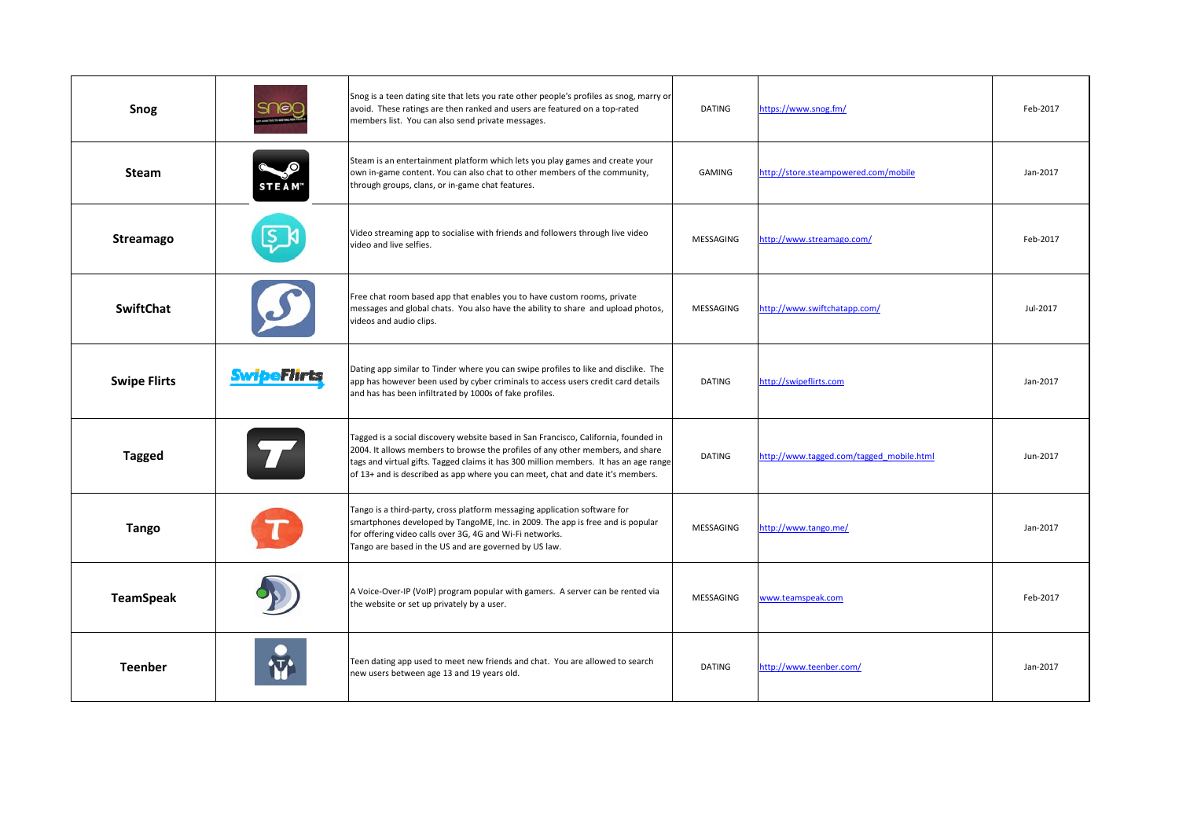| | | | | | |
|---|---|---|---|---|---|
| **Snog** | | Snog is a teen dating site that lets you rate other people's profiles as snog, marry or avoid. These ratings are then ranked and users are featured on a top-rated members list. You can also send private messages. | DATING | https://www.snog.fm/ | Feb-2017 |
| **Steam** | | Steam is an entertainment platform which lets you play games and create your own in-game content. You can also chat to other members of the community, through groups, clans, or in-game chat features. | GAMING | http://store.steampowered.com/mobile | Jan-2017 |
| **Streamago** | | Video streaming app to socialise with friends and followers through live video video and live selfies. | MESSAGING | http://www.streamago.com/ | Feb-2017 |
| **SwiftChat** | | Free chat room based app that enables you to have custom rooms, private messages and global chats. You also have the ability to share and upload photos, videos and audio clips. | MESSAGING | http://www.swiftchatapp.com/ | Jul-2017 |
| **Swipe Flirts** | | Dating app similar to Tinder where you can swipe profiles to like and disclike. The app has however been used by cyber criminals to access users credit card details and has has been infiltrated by 1000s of fake profiles. | DATING | http://swipeflirts.com | Jan-2017 |
| **Tagged** | | Tagged is a social discovery website based in San Francisco, California, founded in 2004. It allows members to browse the profiles of any other members, and share tags and virtual gifts. Tagged claims it has 300 million members. It has an age range of 13+ and is described as app where you can meet, chat and date it's members. | DATING | http://www.tagged.com/tagged_mobile.html | Jun-2017 |
| **Tango** | | Tango is a third-party, cross platform messaging application software for smartphones developed by TangoME, Inc. in 2009. The app is free and is popular for offering video calls over 3G, 4G and Wi-Fi networks. Tango are based in the US and are governed by US law. | MESSAGING | http://www.tango.me/ | Jan-2017 |
| **TeamSpeak** | | A Voice-Over-IP (VoIP) program popular with gamers. A server can be rented via the website or set up privately by a user. | MESSAGING | www.teamspeak.com | Feb-2017 |
| **Teenber** | | Teen dating app used to meet new friends and chat. You are allowed to search new users between age 13 and 19 years old. | DATING | http://www.teenber.com/ | Jan-2017 |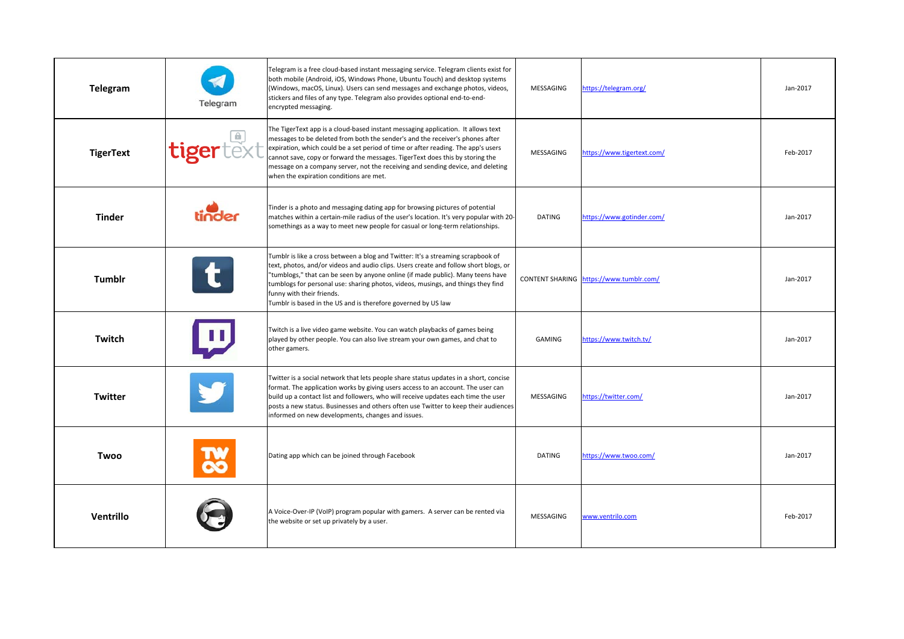| | | | | | |
|---|---|---|---|---|---|
| **Telegram** | Telegram | Telegram is a free cloud-based instant messaging service. Telegram clients exist for both mobile (Android, iOS, Windows Phone, Ubuntu Touch) and desktop systems (Windows, macOS, Linux). Users can send messages and exchange photos, videos, stickers and files of any type. Telegram also provides optional end-to-end-encrypted messaging. | MESSAGING | https://telegram.org/ | Jan-2017 |
| **TigerText** | tigertext | The TigerText app is a cloud-based instant messaging application. It allows text messages to be deleted from both the sender's and the receiver's phones after expiration, which could be a set period of time or after reading. The app's users cannot save, copy or forward the messages. TigerText does this by storing the message on a company server, not the receiving and sending device, and deleting when the expiration conditions are met. | MESSAGING | https://www.tigertext.com/ | Feb-2017 |
| **Tinder** | tinder | Tinder is a photo and messaging dating app for browsing pictures of potential matches within a certain-mile radius of the user's location. It's very popular with 20-somethings as a way to meet new people for casual or long-term relationships. | DATING | https://www.gotinder.com/ | Jan-2017 |
| **Tumblr** | | Tumblr is like a cross between a blog and Twitter: It's a streaming scrapbook of text, photos, and/or videos and audio clips. Users create and follow short blogs, or "tumblogs," that can be seen by anyone online (if made public). Many teens have tumblogs for personal use: sharing photos, videos, musings, and things they find funny with their friends.<br>Tumblr is based in the US and is therefore governed by US law | CONTENT SHARING | https://www.tumblr.com/ | Jan-2017 |
| **Twitch** | | Twitch is a live video game website. You can watch playbacks of games being played by other people. You can also live stream your own games, and chat to other gamers. | GAMING | https://www.twitch.tv/ | Jan-2017 |
| **Twitter** | | Twitter is a social network that lets people share status updates in a short, concise format. The application works by giving users access to an account. The user can build up a contact list and followers, who will receive updates each time the user posts a new status. Businesses and others often use Twitter to keep their audiences informed on new developments, changes and issues. | MESSAGING | https://twitter.com/ | Jan-2017 |
| **Twoo** | | Dating app which can be joined through Facebook | DATING | https://www.twoo.com/ | Jan-2017 |
| **Ventrillo** | | A Voice-Over-IP (VoIP) program popular with gamers. A server can be rented via the website or set up privately by a user. | MESSAGING | www.ventrilo.com | Feb-2017 |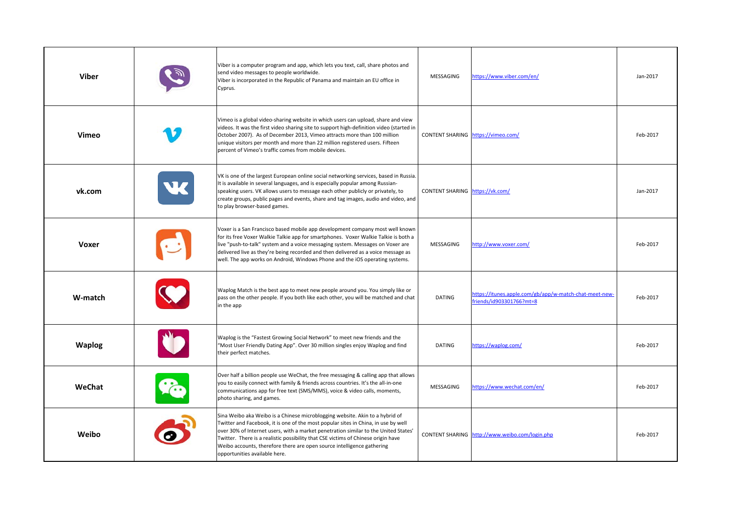| | | | | | |
|---|---|---|---|---|---|
| **Viber** | | Viber is a computer program and app, which lets you text, call, share photos and send video messages to people worldwide.<br>Viber is incorporated in the Republic of Panama and maintain an EU office in Cyprus. | MESSAGING | https://www.viber.com/en/ | Jan-2017 |
| **Vimeo** | | Vimeo is a global video-sharing website in which users can upload, share and view videos. It was the first video sharing site to support high-definition video (started in October 2007). As of December 2013, Vimeo attracts more than 100 million unique visitors per month and more than 22 million registered users. Fifteen percent of Vimeo's traffic comes from mobile devices. | CONTENT SHARING | https://vimeo.com/ | Feb-2017 |
| **vk.com** | | VK is one of the largest European online social networking services, based in Russia. It is available in several languages, and is especially popular among Russian-speaking users. VK allows users to message each other publicly or privately, to create groups, public pages and events, share and tag images, audio and video, and to play browser-based games. | CONTENT SHARING | https://vk.com/ | Jan-2017 |
| **Voxer** | | Voxer is a San Francisco based mobile app development company most well known for its free Voxer Walkie Talkie app for smartphones. Voxer Walkie Talkie is both a live "push-to-talk" system and a voice messaging system. Messages on Voxer are delivered live as they're being recorded and then delivered as a voice message as well. The app works on Android, Windows Phone and the iOS operating systems. | MESSAGING | http://www.voxer.com/ | Feb-2017 |
| **W-match** | | Waplog Match is the best app to meet new people around you. You simply like or pass on the other people. If you both like each other, you will be matched and chat in the app | DATING | https://itunes.apple.com/gb/app/w-match-chat-meet-new-friends/id903301766?mt=8 | Feb-2017 |
| **Waplog** | | Waplog is the "Fastest Growing Social Network" to meet new friends and the "Most User Friendly Dating App". Over 30 million singles enjoy Waplog and find their perfect matches. | DATING | https://waplog.com/ | Feb-2017 |
| **WeChat** | | Over half a billion people use WeChat, the free messaging & calling app that allows you to easily connect with family & friends across countries. It's the all-in-one communications app for free text (SMS/MMS), voice & video calls, moments, photo sharing, and games. | MESSAGING | https://www.wechat.com/en/ | Feb-2017 |
| **Weibo** | | Sina Weibo aka Weibo is a Chinese microblogging website. Akin to a hybrid of Twitter and Facebook, it is one of the most popular sites in China, in use by well over 30% of Internet users, with a market penetration similar to the United States' Twitter. There is a realistic possibility that CSE victims of Chinese origin have Weibo accounts, therefore there are open source intelligence gathering opportunities available here. | CONTENT SHARING | http://www.weibo.com/login.php | Feb-2017 |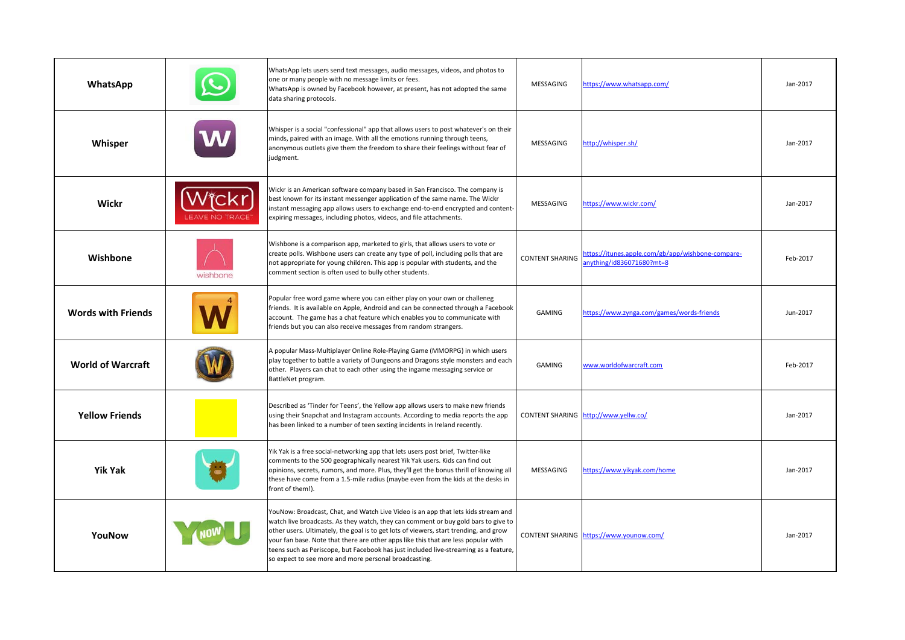| | | | | | |
|---|---|---|---|---|---|
| **WhatsApp** | | WhatsApp lets users send text messages, audio messages, videos, and photos to one or many people with no message limits or fees. WhatsApp is owned by Facebook however, at present, has not adopted the same data sharing protocols. | MESSAGING | https://www.whatsapp.com/ | Jan-2017 |
| **Whisper** | | Whisper is a social "confessional" app that allows users to post whatever's on their minds, paired with an image. With all the emotions running through teens, anonymous outlets give them the freedom to share their feelings without fear of judgment. | MESSAGING | http://whisper.sh/ | Jan-2017 |
| **Wickr** | | Wickr is an American software company based in San Francisco. The company is best known for its instant messenger application of the same name. The Wickr instant messaging app allows users to exchange end-to-end encrypted and content-expiring messages, including photos, videos, and file attachments. | MESSAGING | https://www.wickr.com/ | Jan-2017 |
| **Wishbone** | | Wishbone is a comparison app, marketed to girls, that allows users to vote or create polls. Wishbone users can create any type of poll, including polls that are not appropriate for young children. This app is popular with students, and the comment section is often used to bully other students. | CONTENT SHARING | https://itunes.apple.com/gb/app/wishbone-compare-anything/id836071680?mt=8 | Feb-2017 |
| **Words with Friends** | | Popular free word game where you can either play on your own or challeneg friends. It is available on Apple, Android and can be connected through a Facebook account. The game has a chat feature which enables you to communicate with friends but you can also receive messages from random strangers. | GAMING | https://www.zynga.com/games/words-friends | Jun-2017 |
| **World of Warcraft** | | A popular Mass-Multiplayer Online Role-Playing Game (MMORPG) in which users play together to battle a variety of Dungeons and Dragons style monsters and each other. Players can chat to each other using the ingame messaging service or BattleNet program. | GAMING | www.worldofwarcraft.com | Feb-2017 |
| **Yellow Friends** | | Described as 'Tinder for Teens', the Yellow app allows users to make new friends using their Snapchat and Instagram accounts. According to media reports the app has been linked to a number of teen sexting incidents in Ireland recently. | CONTENT SHARING | http://www.yellw.co/ | Jan-2017 |
| **Yik Yak** | | Yik Yak is a free social-networking app that lets users post brief, Twitter-like comments to the 500 geographically nearest Yik Yak users. Kids can find out opinions, secrets, rumors, and more. Plus, they'll get the bonus thrill of knowing all these have come from a 1.5-mile radius (maybe even from the kids at the desks in front of them!). | MESSAGING | https://www.yikyak.com/home | Jan-2017 |
| **YouNow** | | YouNow: Broadcast, Chat, and Watch Live Video is an app that lets kids stream and watch live broadcasts. As they watch, they can comment or buy gold bars to give to other users. Ultimately, the goal is to get lots of viewers, start trending, and grow your fan base. Note that there are other apps like this that are less popular with teens such as Periscope, but Facebook has just included live-streaming as a feature, so expect to see more and more personal broadcasting. | CONTENT SHARING | https://www.younow.com/ | Jan-2017 |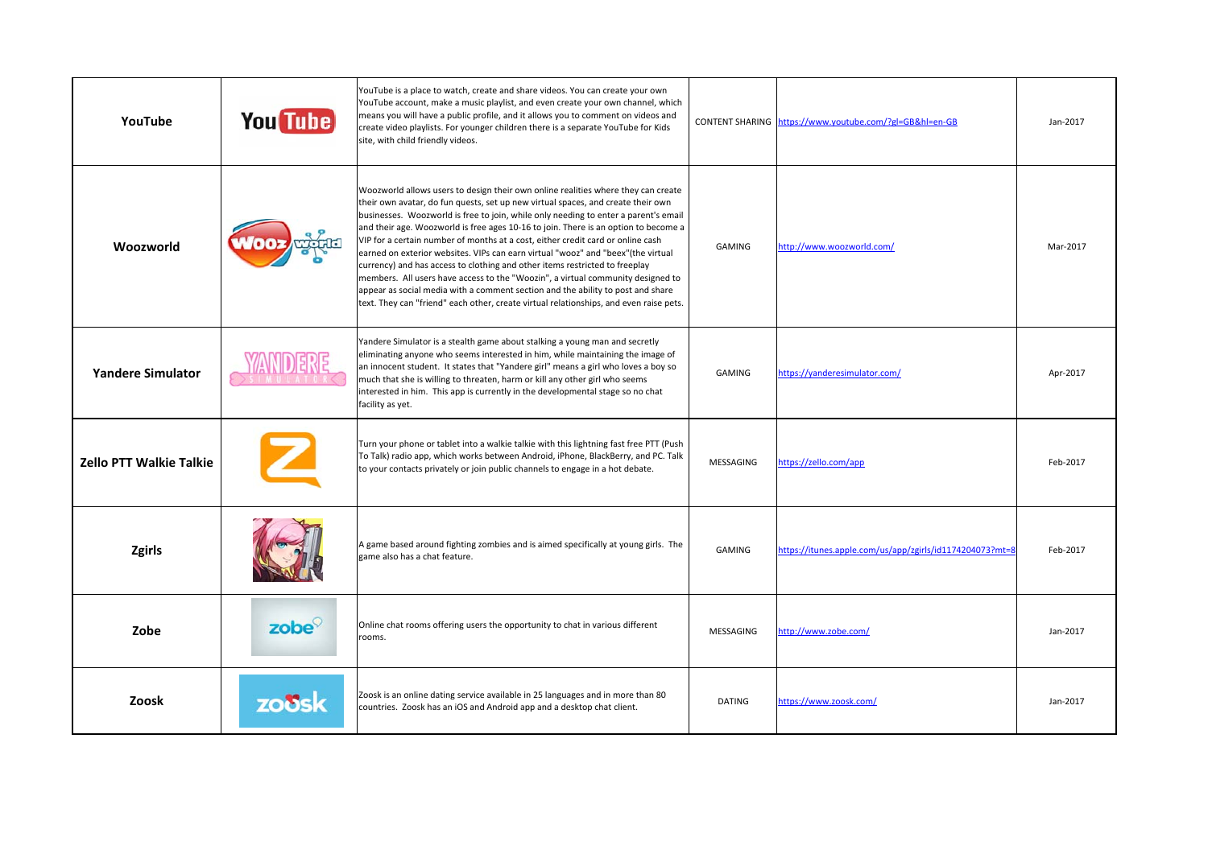| | | | | | |
|---|---|---|---|---|---|
| **YouTube** | | YouTube is a place to watch, create and share videos. You can create your own YouTube account, make a music playlist, and even create your own channel, which means you will have a public profile, and it allows you to comment on videos and create video playlists. For younger children there is a separate YouTube for Kids site, with child friendly videos. | CONTENT SHARING | https://www.youtube.com/?gl=GB&hl=en-GB | Jan-2017 |
| **Woozworld** | | Woozworld allows users to design their own online realities where they can create their own avatar, do fun quests, set up new virtual spaces, and create their own businesses. Woozworld is free to join, while only needing to enter a parent's email and their age. Woozworld is free ages 10-16 to join. There is an option to become a VIP for a certain number of months at a cost, either credit card or online cash earned on exterior websites. VIPs can earn virtual "wooz" and "beex"(the virtual currency) and has access to clothing and other items restricted to freeplay members. All users have access to the "Woozin", a virtual community designed to appear as social media with a comment section and the ability to post and share text. They can "friend" each other, create virtual relationships, and even raise pets. | GAMING | http://www.woozworld.com/ | Mar-2017 |
| **Yandere Simulator** | | Yandere Simulator is a stealth game about stalking a young man and secretly eliminating anyone who seems interested in him, while maintaining the image of an innocent student. It states that "Yandere girl" means a girl who loves a boy so much that she is willing to threaten, harm or kill any other girl who seems interested in him. This app is currently in the developmental stage so no chat facility as yet. | GAMING | https://yanderesimulator.com/ | Apr-2017 |
| **Zello PTT Walkie Talkie** | | Turn your phone or tablet into a walkie talkie with this lightning fast free PTT (Push To Talk) radio app, which works between Android, iPhone, BlackBerry, and PC. Talk to your contacts privately or join public channels to engage in a hot debate. | MESSAGING | https://zello.com/app | Feb-2017 |
| **Zgirls** | | A game based around fighting zombies and is aimed specifically at young girls. The game also has a chat feature. | GAMING | https://itunes.apple.com/us/app/zgirls/id1174204073?mt=8 | Feb-2017 |
| **Zobe** | | Online chat rooms offering users the opportunity to chat in various different rooms. | MESSAGING | http://www.zobe.com/ | Jan-2017 |
| **Zoosk** | | Zoosk is an online dating service available in 25 languages and in more than 80 countries. Zoosk has an iOS and Android app and a desktop chat client. | DATING | https://www.zoosk.com/ | Jan-2017 |